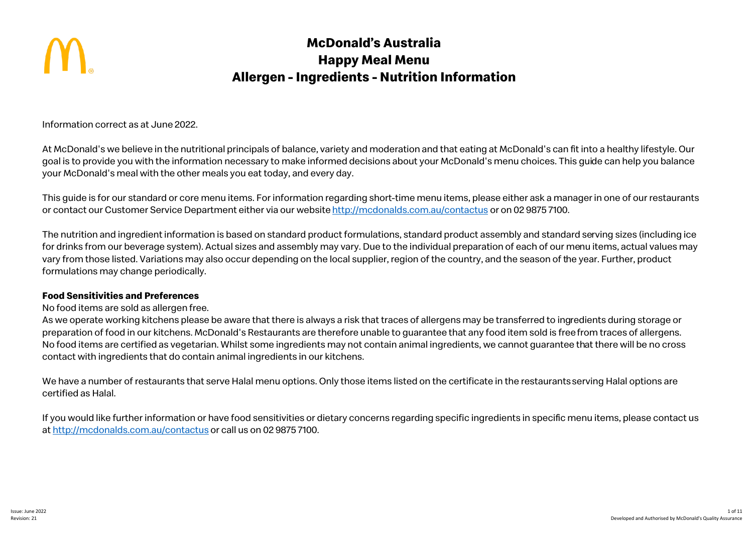# McDonald's Australia
# Happy Meal Menu
# Allergen - Ingredients - Nutrition Information

Information correct as at June 2022.

At McDonald's we believe in the nutritional principals of balance, variety and moderation and that eating at McDonald's can fit into a healthy lifestyle. Our goal is to provide you with the information necessary to make informed decisions about your McDonald's menu choices. This guide can help you balance your McDonald's meal with the other meals you eat today, and every day.

This guide is for our standard or core menu items. For information regarding short-time menu items, please either ask a manager in one of our restaurants or contact our Customer Service Department either via our website [http://mcdonalds.com.au/contactus](http://mcdonalds.com.au/contactus) or on 02 9875 7100.

The nutrition and ingredient information is based on standard product formulations, standard product assembly and standard serving sizes (including ice for drinks from our beverage system). Actual sizes and assembly may vary. Due to the individual preparation of each of our menu items, actual values may vary from those listed. Variations may also occur depending on the local supplier, region of the country, and the season of the year. Further, product formulations may change periodically.

**Food Sensitivities and Preferences**

No food items are sold as allergen free.
As we operate working kitchens please be aware that there is always a risk that traces of allergens may be transferred to ingredients during storage or preparation of food in our kitchens. McDonald's Restaurants are therefore unable to guarantee that any food item sold is free from traces of allergens.
No food items are certified as vegetarian. Whilst some ingredients may not contain animal ingredients, we cannot guarantee that there will be no cross contact with ingredients that do contain animal ingredients in our kitchens.

We have a number of restaurants that serve Halal menu options. Only those items listed on the certificate in the restaurants serving Halal options are certified as Halal.

If you would like further information or have food sensitivities or dietary concerns regarding specific ingredients in specific menu items, please contact us at [http://mcdonalds.com.au/contactus](http://mcdonalds.com.au/contactus) or call us on 02 9875 7100.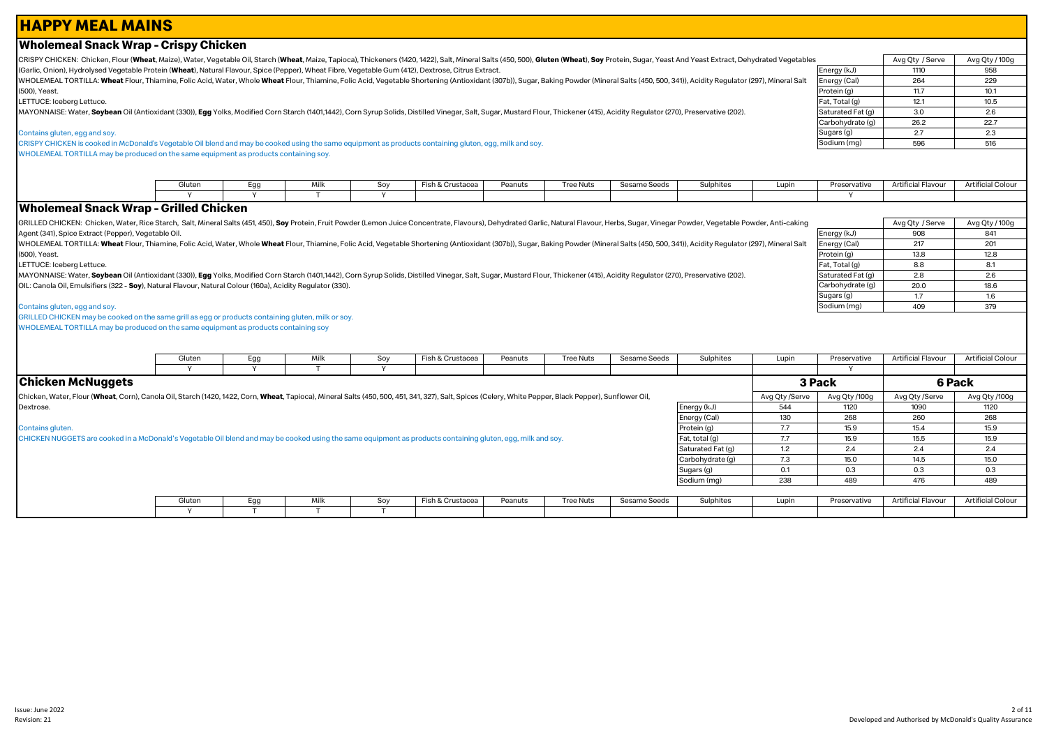# HAPPY MEAL MAINS

## Wholemeal Snack Wrap - Crispy Chicken

CRISPY CHICKEN: Chicken, Flour (**Wheat**, Maize), Water, Vegetable Oil, Starch (**Wheat**, Maize, Tapioca), Thickeners (1420, 1422), Salt, Mineral Salts (450, 500), **Gluten** (**Wheat**), **Soy** Protein, Sugar, Yeast And Yeast Extract, Dehydrated Vegetables (Garlic, Onion), Hydrolysed Vegetable Protein (**Wheat**), Natural Flavour, Spice (Pepper), Wheat Fibre, Vegetable Gum (412), Dextrose, Citrus Extract.

WHOLEMEAL TORTILLA: **Wheat** Flour, Thiamine, Folic Acid, Water, Whole **Wheat** Flour, Thiamine, Folic Acid, Vegetable Shortening (Antioxidant (307b)), Sugar, Baking Powder (Mineral Salts (450, 500, 341)), Acidity Regulator (297), Mineral Salt (500), Yeast.

LETTUCE: Iceberg Lettuce.

MAYONNAISE: Water, **Soybean** Oil (Antioxidant (330)), **Egg** Yolks, Modified Corn Starch (1401,1442), Corn Syrup Solids, Distilled Vinegar, Salt, Sugar, Mustard Flour, Thickener (415), Acidity Regulator (270), Preservative (202).

Contains gluten, egg and soy.

CRISPY CHICKEN is cooked in McDonald's Vegetable Oil blend and may be cooked using the same equipment as products containing gluten, egg, milk and soy.

WHOLEMEAL TORTILLA may be produced on the same equipment as products containing soy.

| | Avg Qty / Serve | Avg Qty / 100g |
|---|---|---|
| Energy (kJ) | 1110 | 958 |
| Energy (Cal) | 264 | 229 |
| Protein (g) | 11.7 | 10.1 |
| Fat, Total (g) | 12.1 | 10.5 |
| Saturated Fat (g) | 3.0 | 2.6 |
| Carbohydrate (g) | 26.2 | 22.7 |
| Sugars (g) | 2.7 | 2.3 |
| Sodium (mg) | 596 | 516 |

| Gluten | Egg | Milk | Soy | Fish & Crustacea | Peanuts | Tree Nuts | Sesame Seeds | Sulphites | Lupin | Preservative | Artificial Flavour | Artificial Colour |
|---|---|---|---|---|---|---|---|---|---|---|---|---|
| Y | Y | T | Y | | | | | | | Y | | |

## Wholemeal Snack Wrap - Grilled Chicken

GRILLED CHICKEN: Chicken, Water, Rice Starch, Salt, Mineral Salts (451, 450), **Soy** Protein, Fruit Powder (Lemon Juice Concentrate, Flavours), Dehydrated Garlic, Natural Flavour, Herbs, Sugar, Vinegar Powder, Vegetable Powder, Anti-caking Agent (341), Spice Extract (Pepper), Vegetable Oil.

WHOLEMEAL TORTILLA: **Wheat** Flour, Thiamine, Folic Acid, Water, Whole **Wheat** Flour, Thiamine, Folic Acid, Vegetable Shortening (Antioxidant (307b)), Sugar, Baking Powder (Mineral Salts (450, 500, 341)), Acidity Regulator (297), Mineral Salt (500), Yeast.

LETTUCE: Iceberg Lettuce.

MAYONNAISE: Water, **Soybean** Oil (Antioxidant (330)), **Egg** Yolks, Modified Corn Starch (1401,1442), Corn Syrup Solids, Distilled Vinegar, Salt, Sugar, Mustard Flour, Thickener (415), Acidity Regulator (270), Preservative (202).

OIL: Canola Oil, Emulsifiers (322 - **Soy**), Natural Flavour, Natural Colour (160a), Acidity Regulator (330).

Contains gluten, egg and soy.

GRILLED CHICKEN may be cooked on the same grill as egg or products containing gluten, milk or soy.

WHOLEMEAL TORTILLA may be produced on the same equipment as products containing soy

| | Avg Qty / Serve | Avg Qty / 100g |
|---|---|---|
| Energy (kJ) | 908 | 841 |
| Energy (Cal) | 217 | 201 |
| Protein (g) | 13.8 | 12.8 |
| Fat, Total (g) | 8.8 | 8.1 |
| Saturated Fat (g) | 2.8 | 2.6 |
| Carbohydrate (g) | 20.0 | 18.6 |
| Sugars (g) | 1.7 | 1.6 |
| Sodium (mg) | 409 | 379 |

| Gluten | Egg | Milk | Soy | Fish & Crustacea | Peanuts | Tree Nuts | Sesame Seeds | Sulphites | Lupin | Preservative | Artificial Flavour | Artificial Colour |
|---|---|---|---|---|---|---|---|---|---|---|---|---|
| Y | Y | T | Y | | | | | | | Y | | |

## Chicken McNuggets

Chicken, Water, Flour (**Wheat**, Corn), Canola Oil, Starch (1420, 1422, Corn, **Wheat**, Tapioca), Mineral Salts (450, 500, 451, 341, 327), Salt, Spices (Celery, White Pepper, Black Pepper), Sunflower Oil, Dextrose.

Contains gluten.

CHICKEN NUGGETS are cooked in a McDonald's Vegetable Oil blend and may be cooked using the same equipment as products containing gluten, egg, milk and soy.

| | 3 Pack | | 6 Pack | |
|---|---|---|---|---|
| | Avg Qty /Serve | Avg Qty /100g | Avg Qty /Serve | Avg Qty /100g |
| Energy (kJ) | 544 | 1120 | 1090 | 1120 |
| Energy (Cal) | 130 | 268 | 260 | 268 |
| Protein (g) | 7.7 | 15.9 | 15.4 | 15.9 |
| Fat, total (g) | 7.7 | 15.9 | 15.5 | 15.9 |
| Saturated Fat (g) | 1.2 | 2.4 | 2.4 | 2.4 |
| Carbohydrate (g) | 7.3 | 15.0 | 14.5 | 15.0 |
| Sugars (g) | 0.1 | 0.3 | 0.3 | 0.3 |
| Sodium (mg) | 238 | 489 | 476 | 489 |

| Gluten | Egg | Milk | Soy | Fish & Crustacea | Peanuts | Tree Nuts | Sesame Seeds | Sulphites | Lupin | Preservative | Artificial Flavour | Artificial Colour |
|---|---|---|---|---|---|---|---|---|---|---|---|---|
| Y | T | T | T | | | | | | | | | |

Issue: June 2022
Revision: 21

Developed and Authorised by McDonald's Quality Assurance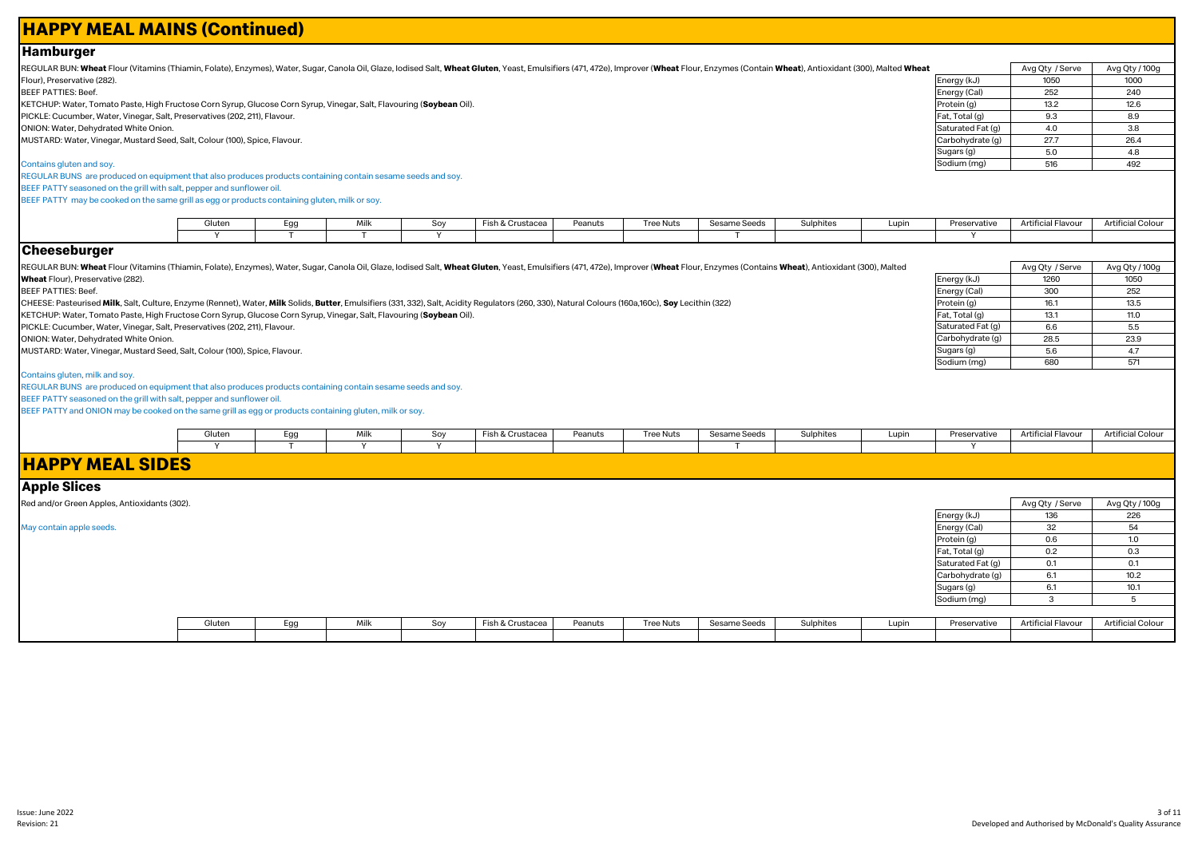# HAPPY MEAL MAINS (Continued)

## Hamburger

REGULAR BUN: **Wheat** Flour (Vitamins (Thiamin, Folate), Enzymes), Water, Sugar, Canola Oil, Glaze, Iodised Salt, **Wheat Gluten**, Yeast, Emulsifiers (471, 472e), Improver (**Wheat** Flour, Enzymes (Contain **Wheat**), Antioxidant (300), Malted **Wheat** Flour), Preservative (282).
BEEF PATTIES: Beef.
KETCHUP: Water, Tomato Paste, High Fructose Corn Syrup, Glucose Corn Syrup, Vinegar, Salt, Flavouring (**Soybean** Oil).
PICKLE: Cucumber, Water, Vinegar, Salt, Preservatives (202, 211), Flavour.
ONION: Water, Dehydrated White Onion.
MUSTARD: Water, Vinegar, Mustard Seed, Salt, Colour (100), Spice, Flavour.

Contains gluten and soy.
REGULAR BUNS are produced on equipment that also produces products containing contain sesame seeds and soy.
BEEF PATTY seasoned on the grill with salt, pepper and sunflower oil.
BEEF PATTY may be cooked on the same grill as egg or products containing gluten, milk or soy.

| | Avg Qty / Serve | Avg Qty / 100g |
|---|---|---|
| Energy (kJ) | 1050 | 1000 |
| Energy (Cal) | 252 | 240 |
| Protein (g) | 13.2 | 12.6 |
| Fat, Total (g) | 9.3 | 8.9 |
| Saturated Fat (g) | 4.0 | 3.8 |
| Carbohydrate (g) | 27.7 | 26.4 |
| Sugars (g) | 5.0 | 4.8 |
| Sodium (mg) | 516 | 492 |

| Gluten | Egg | Milk | Soy | Fish & Crustacea | Peanuts | Tree Nuts | Sesame Seeds | Sulphites | Lupin | Preservative | Artificial Flavour | Artificial Colour |
|---|---|---|---|---|---|---|---|---|---|---|---|---|
| Y | T | T | Y | | | | T | | | Y | | |

## Cheeseburger

REGULAR BUN: **Wheat** Flour (Vitamins (Thiamin, Folate), Enzymes), Water, Sugar, Canola Oil, Glaze, Iodised Salt, **Wheat Gluten**, Yeast, Emulsifiers (471, 472e), Improver (**Wheat** Flour, Enzymes (Contains **Wheat**), Antioxidant (300), Malted **Wheat** Flour), Preservative (282).
BEEF PATTIES: Beef.
CHEESE: Pasteurised **Milk**, Salt, Culture, Enzyme (Rennet), Water, **Milk** Solids, **Butter**, Emulsifiers (331, 332), Salt, Acidity Regulators (260, 330), Natural Colours (160a,160c), **Soy** Lecithin (322)
KETCHUP: Water, Tomato Paste, High Fructose Corn Syrup, Glucose Corn Syrup, Vinegar, Salt, Flavouring (**Soybean** Oil).
PICKLE: Cucumber, Water, Vinegar, Salt, Preservatives (202, 211), Flavour.
ONION: Water, Dehydrated White Onion.
MUSTARD: Water, Vinegar, Mustard Seed, Salt, Colour (100), Spice, Flavour.

Contains gluten, milk and soy.
REGULAR BUNS are produced on equipment that also produces products containing contain sesame seeds and soy.
BEEF PATTY seasoned on the grill with salt, pepper and sunflower oil.
BEEF PATTY and ONION may be cooked on the same grill as egg or products containing gluten, milk or soy.

| | Avg Qty / Serve | Avg Qty / 100g |
|---|---|---|
| Energy (kJ) | 1260 | 1050 |
| Energy (Cal) | 300 | 252 |
| Protein (g) | 16.1 | 13.5 |
| Fat, Total (g) | 13.1 | 11.0 |
| Saturated Fat (g) | 6.6 | 5.5 |
| Carbohydrate (g) | 28.5 | 23.9 |
| Sugars (g) | 5.6 | 4.7 |
| Sodium (mg) | 680 | 571 |

| Gluten | Egg | Milk | Soy | Fish & Crustacea | Peanuts | Tree Nuts | Sesame Seeds | Sulphites | Lupin | Preservative | Artificial Flavour | Artificial Colour |
|---|---|---|---|---|---|---|---|---|---|---|---|---|
| Y | T | Y | Y | | | | T | | | Y | | |

# HAPPY MEAL SIDES

## Apple Slices

Red and/or Green Apples, Antioxidants (302).

May contain apple seeds.

| | Avg Qty / Serve | Avg Qty / 100g |
|---|---|---|
| Energy (kJ) | 136 | 226 |
| Energy (Cal) | 32 | 54 |
| Protein (g) | 0.6 | 1.0 |
| Fat, Total (g) | 0.2 | 0.3 |
| Saturated Fat (g) | 0.1 | 0.1 |
| Carbohydrate (g) | 6.1 | 10.2 |
| Sugars (g) | 6.1 | 10.1 |
| Sodium (mg) | 3 | 5 |

| Gluten | Egg | Milk | Soy | Fish & Crustacea | Peanuts | Tree Nuts | Sesame Seeds | Sulphites | Lupin | Preservative | Artificial Flavour | Artificial Colour |
|---|---|---|---|---|---|---|---|---|---|---|---|---|
| | | | | | | | | | | | | |

Issue: June 2022
Revision: 21

Developed and Authorised by McDonald's Quality Assurance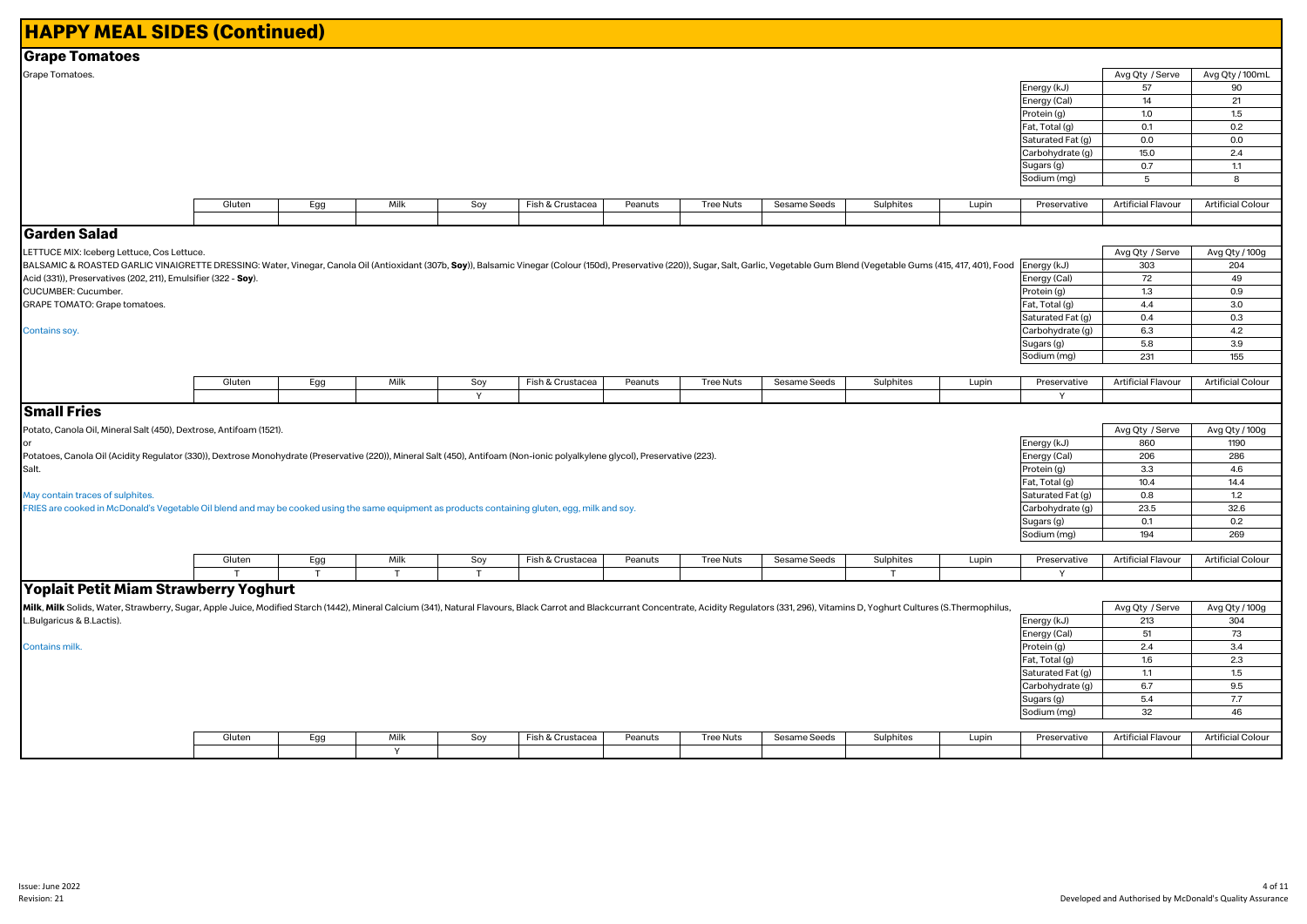# HAPPY MEAL SIDES (Continued)

## Grape Tomatoes

Grape Tomatoes.

| | Avg Qty / Serve | Avg Qty / 100mL |
|---|---|---|
| Energy (kJ) | 57 | 90 |
| Energy (Cal) | 14 | 21 |
| Protein (g) | 1.0 | 1.5 |
| Fat, Total (g) | 0.1 | 0.2 |
| Saturated Fat (g) | 0.0 | 0.0 |
| Carbohydrate (g) | 15.0 | 2.4 |
| Sugars (g) | 0.7 | 1.1 |
| Sodium (mg) | 5 | 8 |

| Gluten | Egg | Milk | Soy | Fish & Crustacea | Peanuts | Tree Nuts | Sesame Seeds | Sulphites | Lupin | Preservative | Artificial Flavour | Artificial Colour |
|---|---|---|---|---|---|---|---|---|---|---|---|---|
| | | | | | | | | | | | | |

## Garden Salad

LETTUCE MIX: Iceberg Lettuce, Cos Lettuce.
BALSAMIC & ROASTED GARLIC VINAIGRETTE DRESSING: Water, Vinegar, Canola Oil (Antioxidant (307b, **Soy**)), Balsamic Vinegar (Colour (150d), Preservative (220)), Sugar, Salt, Garlic, Vegetable Gum Blend (Vegetable Gums (415, 417, 401), Food Acid (331)), Preservatives (202, 211), Emulsifier (322 - **Soy**).
CUCUMBER: Cucumber.
GRAPE TOMATO: Grape tomatoes.

Contains soy.

| | Avg Qty / Serve | Avg Qty / 100g |
|---|---|---|
| Energy (kJ) | 303 | 204 |
| Energy (Cal) | 72 | 49 |
| Protein (g) | 1.3 | 0.9 |
| Fat, Total (g) | 4.4 | 3.0 |
| Saturated Fat (g) | 0.4 | 0.3 |
| Carbohydrate (g) | 6.3 | 4.2 |
| Sugars (g) | 5.8 | 3.9 |
| Sodium (mg) | 231 | 155 |

| Gluten | Egg | Milk | Soy | Fish & Crustacea | Peanuts | Tree Nuts | Sesame Seeds | Sulphites | Lupin | Preservative | Artificial Flavour | Artificial Colour |
|---|---|---|---|---|---|---|---|---|---|---|---|---|
| | | | Y | | | | | | | Y | | |

## Small Fries

Potato, Canola Oil, Mineral Salt (450), Dextrose, Antifoam (1521).
or
Potatoes, Canola Oil (Acidity Regulator (330)), Dextrose Monohydrate (Preservative (220)), Mineral Salt (450), Antifoam (Non-ionic polyalkylene glycol), Preservative (223).
Salt.

May contain traces of sulphites.
FRIES are cooked in McDonald's Vegetable Oil blend and may be cooked using the same equipment as products containing gluten, egg, milk and soy.

| | Avg Qty / Serve | Avg Qty / 100g |
|---|---|---|
| Energy (kJ) | 860 | 1190 |
| Energy (Cal) | 206 | 286 |
| Protein (g) | 3.3 | 4.6 |
| Fat, Total (g) | 10.4 | 14.4 |
| Saturated Fat (g) | 0.8 | 1.2 |
| Carbohydrate (g) | 23.5 | 32.6 |
| Sugars (g) | 0.1 | 0.2 |
| Sodium (mg) | 194 | 269 |

| Gluten | Egg | Milk | Soy | Fish & Crustacea | Peanuts | Tree Nuts | Sesame Seeds | Sulphites | Lupin | Preservative | Artificial Flavour | Artificial Colour |
|---|---|---|---|---|---|---|---|---|---|---|---|---|
| T | T | T | T | | | | | T | | Y | | |

## Yoplait Petit Miam Strawberry Yoghurt

**Milk**, **Milk** Solids, Water, Strawberry, Sugar, Apple Juice, Modified Starch (1442), Mineral Calcium (341), Natural Flavours, Black Carrot and Blackcurrant Concentrate, Acidity Regulators (331, 296), Vitamins D, Yoghurt Cultures (S.Thermophilus, L.Bulgaricus & B.Lactis).

Contains milk.

| | Avg Qty / Serve | Avg Qty / 100g |
|---|---|---|
| Energy (kJ) | 213 | 304 |
| Energy (Cal) | 51 | 73 |
| Protein (g) | 2.4 | 3.4 |
| Fat, Total (g) | 1.6 | 2.3 |
| Saturated Fat (g) | 1.1 | 1.5 |
| Carbohydrate (g) | 6.7 | 9.5 |
| Sugars (g) | 5.4 | 7.7 |
| Sodium (mg) | 32 | 46 |

| Gluten | Egg | Milk | Soy | Fish & Crustacea | Peanuts | Tree Nuts | Sesame Seeds | Sulphites | Lupin | Preservative | Artificial Flavour | Artificial Colour |
|---|---|---|---|---|---|---|---|---|---|---|---|---|
| | | Y | | | | | | | | | | |

Issue: June 2022
Revision: 21

Developed and Authorised by McDonald's Quality Assurance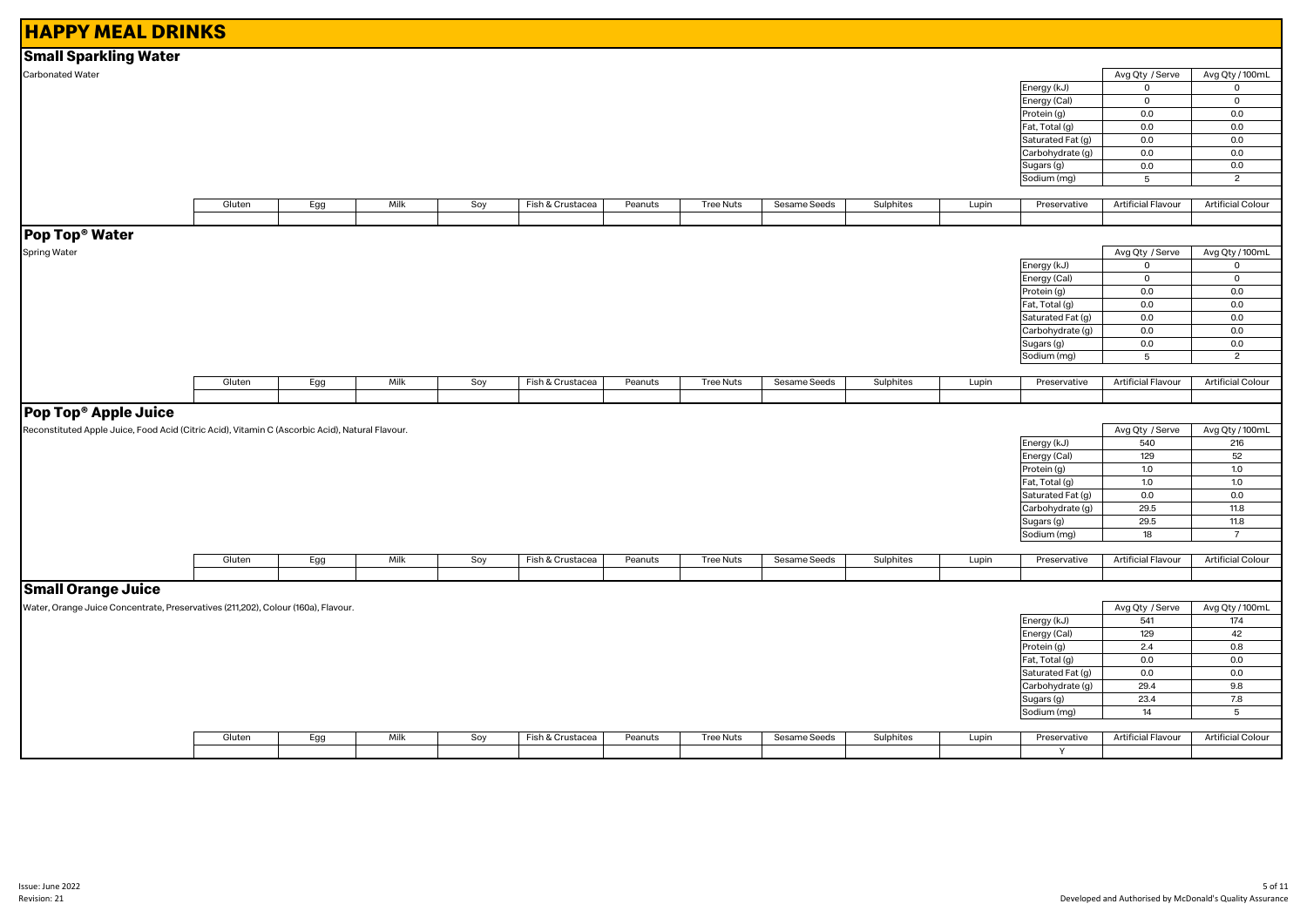# HAPPY MEAL DRINKS

## Small Sparkling Water

Carbonated Water

| | Avg Qty / Serve | Avg Qty / 100mL |
|---|---|---|
| Energy (kJ) | 0 | 0 |
| Energy (Cal) | 0 | 0 |
| Protein (g) | 0.0 | 0.0 |
| Fat, Total (g) | 0.0 | 0.0 |
| Saturated Fat (g) | 0.0 | 0.0 |
| Carbohydrate (g) | 0.0 | 0.0 |
| Sugars (g) | 0.0 | 0.0 |
| Sodium (mg) | 5 | 2 |

| Gluten | Egg | Milk | Soy | Fish & Crustacea | Peanuts | Tree Nuts | Sesame Seeds | Sulphites | Lupin | Preservative | Artificial Flavour | Artificial Colour |
|---|---|---|---|---|---|---|---|---|---|---|---|---|
| | | | | | | | | | | | | |

## Pop Top® Water

Spring Water

| | Avg Qty / Serve | Avg Qty / 100mL |
|---|---|---|
| Energy (kJ) | 0 | 0 |
| Energy (Cal) | 0 | 0 |
| Protein (g) | 0.0 | 0.0 |
| Fat, Total (g) | 0.0 | 0.0 |
| Saturated Fat (g) | 0.0 | 0.0 |
| Carbohydrate (g) | 0.0 | 0.0 |
| Sugars (g) | 0.0 | 0.0 |
| Sodium (mg) | 5 | 2 |

| Gluten | Egg | Milk | Soy | Fish & Crustacea | Peanuts | Tree Nuts | Sesame Seeds | Sulphites | Lupin | Preservative | Artificial Flavour | Artificial Colour |
|---|---|---|---|---|---|---|---|---|---|---|---|---|
| | | | | | | | | | | | | |

## Pop Top® Apple Juice

Reconstituted Apple Juice, Food Acid (Citric Acid), Vitamin C (Ascorbic Acid), Natural Flavour.

| | Avg Qty / Serve | Avg Qty / 100mL |
|---|---|---|
| Energy (kJ) | 540 | 216 |
| Energy (Cal) | 129 | 52 |
| Protein (g) | 1.0 | 1.0 |
| Fat, Total (g) | 1.0 | 1.0 |
| Saturated Fat (g) | 0.0 | 0.0 |
| Carbohydrate (g) | 29.5 | 11.8 |
| Sugars (g) | 29.5 | 11.8 |
| Sodium (mg) | 18 | 7 |

| Gluten | Egg | Milk | Soy | Fish & Crustacea | Peanuts | Tree Nuts | Sesame Seeds | Sulphites | Lupin | Preservative | Artificial Flavour | Artificial Colour |
|---|---|---|---|---|---|---|---|---|---|---|---|---|
| | | | | | | | | | | | | |

## Small Orange Juice

Water, Orange Juice Concentrate, Preservatives (211,202), Colour (160a), Flavour.

| | Avg Qty / Serve | Avg Qty / 100mL |
|---|---|---|
| Energy (kJ) | 541 | 174 |
| Energy (Cal) | 129 | 42 |
| Protein (g) | 2.4 | 0.8 |
| Fat, Total (g) | 0.0 | 0.0 |
| Saturated Fat (g) | 0.0 | 0.0 |
| Carbohydrate (g) | 29.4 | 9.8 |
| Sugars (g) | 23.4 | 7.8 |
| Sodium (mg) | 14 | 5 |

| Gluten | Egg | Milk | Soy | Fish & Crustacea | Peanuts | Tree Nuts | Sesame Seeds | Sulphites | Lupin | Preservative | Artificial Flavour | Artificial Colour |
|---|---|---|---|---|---|---|---|---|---|---|---|---|
| | | | | | | | | | | Y | | |

Issue: June 2022
Revision: 21

Developed and Authorised by McDonald's Quality Assurance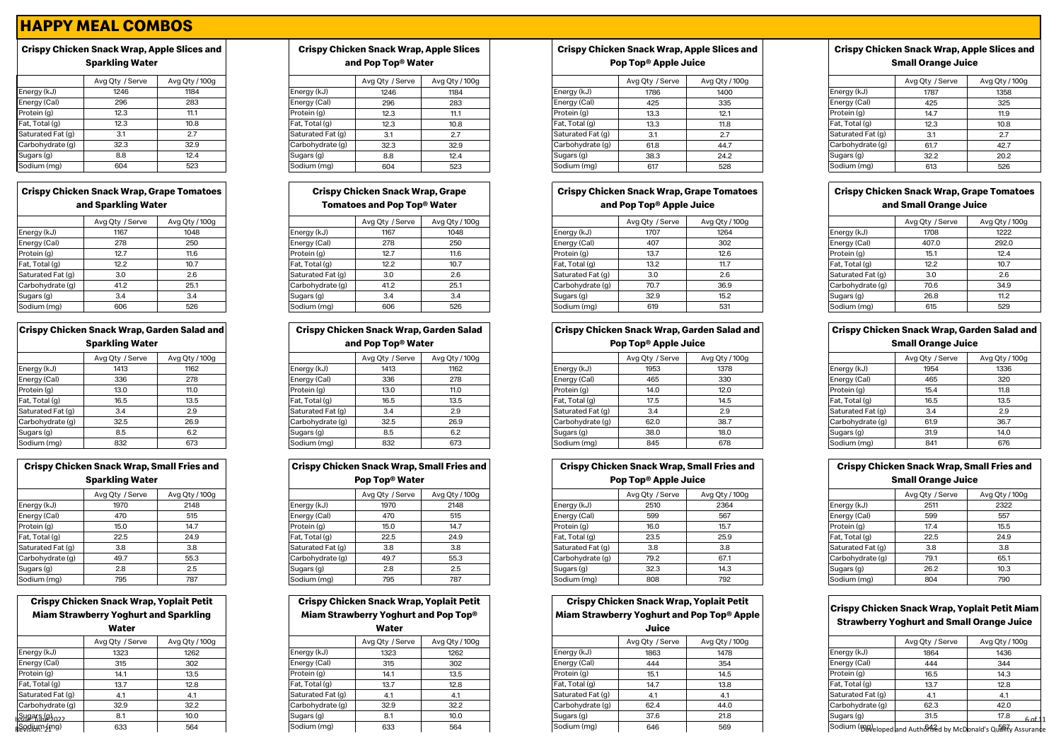# HAPPY MEAL COMBOS

### Crispy Chicken Snack Wrap, Apple Slices and Sparkling Water

| | Avg Qty / Serve | Avg Qty / 100g |
|---|---|---|
| Energy (kJ) | 1246 | 1184 |
| Energy (Cal) | 296 | 283 |
| Protein (g) | 12.3 | 11.1 |
| Fat, Total (g) | 12.3 | 10.8 |
| Saturated Fat (g) | 3.1 | 2.7 |
| Carbohydrate (g) | 32.3 | 32.9 |
| Sugars (g) | 8.8 | 12.4 |
| Sodium (mg) | 604 | 523 |

### Crispy Chicken Snack Wrap, Apple Slices and Pop Top® Water

| | Avg Qty / Serve | Avg Qty / 100g |
|---|---|---|
| Energy (kJ) | 1246 | 1184 |
| Energy (Cal) | 296 | 283 |
| Protein (g) | 12.3 | 11.1 |
| Fat, Total (g) | 12.3 | 10.8 |
| Saturated Fat (g) | 3.1 | 2.7 |
| Carbohydrate (g) | 32.3 | 32.9 |
| Sugars (g) | 8.8 | 12.4 |
| Sodium (mg) | 604 | 523 |

### Crispy Chicken Snack Wrap, Apple Slices and Pop Top® Apple Juice

| | Avg Qty / Serve | Avg Qty / 100g |
|---|---|---|
| Energy (kJ) | 1786 | 1400 |
| Energy (Cal) | 425 | 335 |
| Protein (g) | 13.3 | 12.1 |
| Fat, Total (g) | 13.3 | 11.8 |
| Saturated Fat (g) | 3.1 | 2.7 |
| Carbohydrate (g) | 61.8 | 44.7 |
| Sugars (g) | 38.3 | 24.2 |
| Sodium (mg) | 617 | 528 |

### Crispy Chicken Snack Wrap, Apple Slices and Small Orange Juice

| | Avg Qty / Serve | Avg Qty / 100g |
|---|---|---|
| Energy (kJ) | 1787 | 1358 |
| Energy (Cal) | 425 | 325 |
| Protein (g) | 14.7 | 11.9 |
| Fat, Total (g) | 12.3 | 10.8 |
| Saturated Fat (g) | 3.1 | 2.7 |
| Carbohydrate (g) | 61.7 | 42.7 |
| Sugars (g) | 32.2 | 20.2 |
| Sodium (mg) | 613 | 526 |

### Crispy Chicken Snack Wrap, Grape Tomatoes and Sparkling Water

| | Avg Qty / Serve | Avg Qty / 100g |
|---|---|---|
| Energy (kJ) | 1167 | 1048 |
| Energy (Cal) | 278 | 250 |
| Protein (g) | 12.7 | 11.6 |
| Fat, Total (g) | 12.2 | 10.7 |
| Saturated Fat (g) | 3.0 | 2.6 |
| Carbohydrate (g) | 41.2 | 25.1 |
| Sugars (g) | 3.4 | 3.4 |
| Sodium (mg) | 606 | 526 |

### Crispy Chicken Snack Wrap, Grape Tomatoes and Pop Top® Water

| | Avg Qty / Serve | Avg Qty / 100g |
|---|---|---|
| Energy (kJ) | 1167 | 1048 |
| Energy (Cal) | 278 | 250 |
| Protein (g) | 12.7 | 11.6 |
| Fat, Total (g) | 12.2 | 10.7 |
| Saturated Fat (g) | 3.0 | 2.6 |
| Carbohydrate (g) | 41.2 | 25.1 |
| Sugars (g) | 3.4 | 3.4 |
| Sodium (mg) | 606 | 526 |

### Crispy Chicken Snack Wrap, Grape Tomatoes and Pop Top® Apple Juice

| | Avg Qty / Serve | Avg Qty / 100g |
|---|---|---|
| Energy (kJ) | 1707 | 1264 |
| Energy (Cal) | 407 | 302 |
| Protein (g) | 13.7 | 12.6 |
| Fat, Total (g) | 13.2 | 11.7 |
| Saturated Fat (g) | 3.0 | 2.6 |
| Carbohydrate (g) | 70.7 | 36.9 |
| Sugars (g) | 32.9 | 15.2 |
| Sodium (mg) | 619 | 531 |

### Crispy Chicken Snack Wrap, Grape Tomatoes and Small Orange Juice

| | Avg Qty / Serve | Avg Qty / 100g |
|---|---|---|
| Energy (kJ) | 1708 | 1222 |
| Energy (Cal) | 407.0 | 292.0 |
| Protein (g) | 15.1 | 12.4 |
| Fat, Total (g) | 12.2 | 10.7 |
| Saturated Fat (g) | 3.0 | 2.6 |
| Carbohydrate (g) | 70.6 | 34.9 |
| Sugars (g) | 26.8 | 11.2 |
| Sodium (mg) | 615 | 529 |

### Crispy Chicken Snack Wrap, Garden Salad and Sparkling Water

| | Avg Qty / Serve | Avg Qty / 100g |
|---|---|---|
| Energy (kJ) | 1413 | 1162 |
| Energy (Cal) | 336 | 278 |
| Protein (g) | 13.0 | 11.0 |
| Fat, Total (g) | 16.5 | 13.5 |
| Saturated Fat (g) | 3.4 | 2.9 |
| Carbohydrate (g) | 32.5 | 26.9 |
| Sugars (g) | 8.5 | 6.2 |
| Sodium (mg) | 832 | 673 |

### Crispy Chicken Snack Wrap, Garden Salad and Pop Top® Water

| | Avg Qty / Serve | Avg Qty / 100g |
|---|---|---|
| Energy (kJ) | 1413 | 1162 |
| Energy (Cal) | 336 | 278 |
| Protein (g) | 13.0 | 11.0 |
| Fat, Total (g) | 16.5 | 13.5 |
| Saturated Fat (g) | 3.4 | 2.9 |
| Carbohydrate (g) | 32.5 | 26.9 |
| Sugars (g) | 8.5 | 6.2 |
| Sodium (mg) | 832 | 673 |

### Crispy Chicken Snack Wrap, Garden Salad and Pop Top® Apple Juice

| | Avg Qty / Serve | Avg Qty / 100g |
|---|---|---|
| Energy (kJ) | 1953 | 1378 |
| Energy (Cal) | 465 | 330 |
| Protein (g) | 14.0 | 12.0 |
| Fat, Total (g) | 17.5 | 14.5 |
| Saturated Fat (g) | 3.4 | 2.9 |
| Carbohydrate (g) | 62.0 | 38.7 |
| Sugars (g) | 38.0 | 18.0 |
| Sodium (mg) | 845 | 678 |

### Crispy Chicken Snack Wrap, Garden Salad and Small Orange Juice

| | Avg Qty / Serve | Avg Qty / 100g |
|---|---|---|
| Energy (kJ) | 1954 | 1336 |
| Energy (Cal) | 465 | 320 |
| Protein (g) | 15.4 | 11.8 |
| Fat, Total (g) | 16.5 | 13.5 |
| Saturated Fat (g) | 3.4 | 2.9 |
| Carbohydrate (g) | 61.9 | 36.7 |
| Sugars (g) | 31.9 | 14.0 |
| Sodium (mg) | 841 | 676 |

### Crispy Chicken Snack Wrap, Small Fries and Sparkling Water

| | Avg Qty / Serve | Avg Qty / 100g |
|---|---|---|
| Energy (kJ) | 1970 | 2148 |
| Energy (Cal) | 470 | 515 |
| Protein (g) | 15.0 | 14.7 |
| Fat, Total (g) | 22.5 | 24.9 |
| Saturated Fat (g) | 3.8 | 3.8 |
| Carbohydrate (g) | 49.7 | 55.3 |
| Sugars (g) | 2.8 | 2.5 |
| Sodium (mg) | 795 | 787 |

### Crispy Chicken Snack Wrap, Small Fries and Pop Top® Water

| | Avg Qty / Serve | Avg Qty / 100g |
|---|---|---|
| Energy (kJ) | 1970 | 2148 |
| Energy (Cal) | 470 | 515 |
| Protein (g) | 15.0 | 14.7 |
| Fat, Total (g) | 22.5 | 24.9 |
| Saturated Fat (g) | 3.8 | 3.8 |
| Carbohydrate (g) | 49.7 | 55.3 |
| Sugars (g) | 2.8 | 2.5 |
| Sodium (mg) | 795 | 787 |

### Crispy Chicken Snack Wrap, Small Fries and Pop Top® Apple Juice

| | Avg Qty / Serve | Avg Qty / 100g |
|---|---|---|
| Energy (kJ) | 2510 | 2364 |
| Energy (Cal) | 599 | 567 |
| Protein (g) | 16.0 | 15.7 |
| Fat, Total (g) | 23.5 | 25.9 |
| Saturated Fat (g) | 3.8 | 3.8 |
| Carbohydrate (g) | 79.2 | 67.1 |
| Sugars (g) | 32.3 | 14.3 |
| Sodium (mg) | 808 | 792 |

### Crispy Chicken Snack Wrap, Small Fries and Small Orange Juice

| | Avg Qty / Serve | Avg Qty / 100g |
|---|---|---|
| Energy (kJ) | 2511 | 2322 |
| Energy (Cal) | 599 | 557 |
| Protein (g) | 17.4 | 15.5 |
| Fat, Total (g) | 22.5 | 24.9 |
| Saturated Fat (g) | 3.8 | 3.8 |
| Carbohydrate (g) | 79.1 | 65.1 |
| Sugars (g) | 26.2 | 10.3 |
| Sodium (mg) | 804 | 790 |

### Crispy Chicken Snack Wrap, Yoplait Petit Miam Strawberry Yoghurt and Sparkling Water

| | Avg Qty / Serve | Avg Qty / 100g |
|---|---|---|
| Energy (kJ) | 1323 | 1262 |
| Energy (Cal) | 315 | 302 |
| Protein (g) | 14.1 | 13.5 |
| Fat, Total (g) | 13.7 | 12.8 |
| Saturated Fat (g) | 4.1 | 4.1 |
| Carbohydrate (g) | 32.9 | 32.2 |
| Sugars (g) | 8.1 | 10.0 |
| Sodium (mg) | 633 | 564 |

### Crispy Chicken Snack Wrap, Yoplait Petit Miam Strawberry Yoghurt and Pop Top® Water

| | Avg Qty / Serve | Avg Qty / 100g |
|---|---|---|
| Energy (kJ) | 1323 | 1262 |
| Energy (Cal) | 315 | 302 |
| Protein (g) | 14.1 | 13.5 |
| Fat, Total (g) | 13.7 | 12.8 |
| Saturated Fat (g) | 4.1 | 4.1 |
| Carbohydrate (g) | 32.9 | 32.2 |
| Sugars (g) | 8.1 | 10.0 |
| Sodium (mg) | 633 | 564 |

### Crispy Chicken Snack Wrap, Yoplait Petit Miam Strawberry Yoghurt and Pop Top® Apple Juice

| | Avg Qty / Serve | Avg Qty / 100g |
|---|---|---|
| Energy (kJ) | 1863 | 1478 |
| Energy (Cal) | 444 | 354 |
| Protein (g) | 15.1 | 14.5 |
| Fat, Total (g) | 14.7 | 13.8 |
| Saturated Fat (g) | 4.1 | 4.1 |
| Carbohydrate (g) | 62.4 | 44.0 |
| Sugars (g) | 37.6 | 21.8 |
| Sodium (mg) | 646 | 569 |

### Crispy Chicken Snack Wrap, Yoplait Petit Miam Strawberry Yoghurt and Small Orange Juice

| | Avg Qty / Serve | Avg Qty / 100g |
|---|---|---|
| Energy (kJ) | 1864 | 1436 |
| Energy (Cal) | 444 | 344 |
| Protein (g) | 16.5 | 14.3 |
| Fat, Total (g) | 13.7 | 12.8 |
| Saturated Fat (g) | 4.1 | 4.1 |
| Carbohydrate (g) | 62.3 | 42.0 |
| Sugars (g) | 31.5 | 17.8 |
| Sodium (mg) | 642 | 567 |

Issue: June 2022
Revision: 21

Developed and Authorised by McDonald's Quality Assurance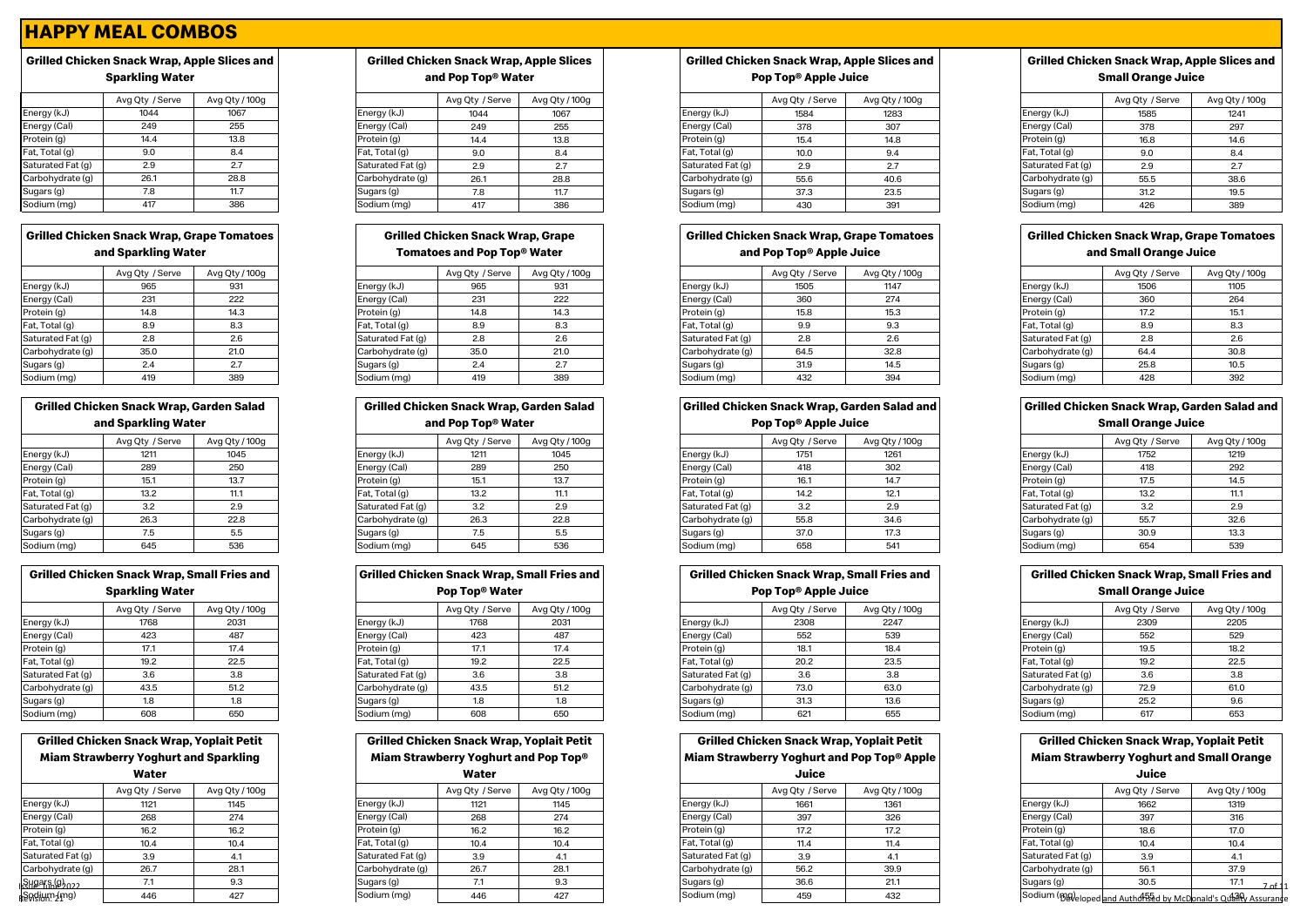# HAPPY MEAL COMBOS

### Grilled Chicken Snack Wrap, Apple Slices and Sparkling Water

| | Avg Qty / Serve | Avg Qty / 100g |
|---|---|---|
| Energy (kJ) | 1044 | 1067 |
| Energy (Cal) | 249 | 255 |
| Protein (g) | 14.4 | 13.8 |
| Fat, Total (g) | 9.0 | 8.4 |
| Saturated Fat (g) | 2.9 | 2.7 |
| Carbohydrate (g) | 26.1 | 28.8 |
| Sugars (g) | 7.8 | 11.7 |
| Sodium (mg) | 417 | 386 |

### Grilled Chicken Snack Wrap, Grape Tomatoes and Sparkling Water

| | Avg Qty / Serve | Avg Qty / 100g |
|---|---|---|
| Energy (kJ) | 965 | 931 |
| Energy (Cal) | 231 | 222 |
| Protein (g) | 14.8 | 14.3 |
| Fat, Total (g) | 8.9 | 8.3 |
| Saturated Fat (g) | 2.8 | 2.6 |
| Carbohydrate (g) | 35.0 | 21.0 |
| Sugars (g) | 2.4 | 2.7 |
| Sodium (mg) | 419 | 389 |

### Grilled Chicken Snack Wrap, Garden Salad and Sparkling Water

| | Avg Qty / Serve | Avg Qty / 100g |
|---|---|---|
| Energy (kJ) | 1211 | 1045 |
| Energy (Cal) | 289 | 250 |
| Protein (g) | 15.1 | 13.7 |
| Fat, Total (g) | 13.2 | 11.1 |
| Saturated Fat (g) | 3.2 | 2.9 |
| Carbohydrate (g) | 26.3 | 22.8 |
| Sugars (g) | 7.5 | 5.5 |
| Sodium (mg) | 645 | 536 |

### Grilled Chicken Snack Wrap, Small Fries and Sparkling Water

| | Avg Qty / Serve | Avg Qty / 100g |
|---|---|---|
| Energy (kJ) | 1768 | 2031 |
| Energy (Cal) | 423 | 487 |
| Protein (g) | 17.1 | 17.4 |
| Fat, Total (g) | 19.2 | 22.5 |
| Saturated Fat (g) | 3.6 | 3.8 |
| Carbohydrate (g) | 43.5 | 51.2 |
| Sugars (g) | 1.8 | 1.8 |
| Sodium (mg) | 608 | 650 |

### Grilled Chicken Snack Wrap, Yoplait Petit Miam Strawberry Yoghurt and Sparkling Water

| | Avg Qty / Serve | Avg Qty / 100g |
|---|---|---|
| Energy (kJ) | 1121 | 1145 |
| Energy (Cal) | 268 | 274 |
| Protein (g) | 16.2 | 16.2 |
| Fat, Total (g) | 10.4 | 10.4 |
| Saturated Fat (g) | 3.9 | 4.1 |
| Carbohydrate (g) | 26.7 | 28.1 |
| Sugars (g) | 7.1 | 9.3 |
| Sodium (mg) | 446 | 427 |

### Grilled Chicken Snack Wrap, Apple Slices and Pop Top® Water

| | Avg Qty / Serve | Avg Qty / 100g |
|---|---|---|
| Energy (kJ) | 1044 | 1067 |
| Energy (Cal) | 249 | 255 |
| Protein (g) | 14.4 | 13.8 |
| Fat, Total (g) | 9.0 | 8.4 |
| Saturated Fat (g) | 2.9 | 2.7 |
| Carbohydrate (g) | 26.1 | 28.8 |
| Sugars (g) | 7.8 | 11.7 |
| Sodium (mg) | 417 | 386 |

### Grilled Chicken Snack Wrap, Grape Tomatoes and Pop Top® Water

| | Avg Qty / Serve | Avg Qty / 100g |
|---|---|---|
| Energy (kJ) | 965 | 931 |
| Energy (Cal) | 231 | 222 |
| Protein (g) | 14.8 | 14.3 |
| Fat, Total (g) | 8.9 | 8.3 |
| Saturated Fat (g) | 2.8 | 2.6 |
| Carbohydrate (g) | 35.0 | 21.0 |
| Sugars (g) | 2.4 | 2.7 |
| Sodium (mg) | 419 | 389 |

### Grilled Chicken Snack Wrap, Garden Salad and Pop Top® Water

| | Avg Qty / Serve | Avg Qty / 100g |
|---|---|---|
| Energy (kJ) | 1211 | 1045 |
| Energy (Cal) | 289 | 250 |
| Protein (g) | 15.1 | 13.7 |
| Fat, Total (g) | 13.2 | 11.1 |
| Saturated Fat (g) | 3.2 | 2.9 |
| Carbohydrate (g) | 26.3 | 22.8 |
| Sugars (g) | 7.5 | 5.5 |
| Sodium (mg) | 645 | 536 |

### Grilled Chicken Snack Wrap, Small Fries and Pop Top® Water

| | Avg Qty / Serve | Avg Qty / 100g |
|---|---|---|
| Energy (kJ) | 1768 | 2031 |
| Energy (Cal) | 423 | 487 |
| Protein (g) | 17.1 | 17.4 |
| Fat, Total (g) | 19.2 | 22.5 |
| Saturated Fat (g) | 3.6 | 3.8 |
| Carbohydrate (g) | 43.5 | 51.2 |
| Sugars (g) | 1.8 | 1.8 |
| Sodium (mg) | 608 | 650 |

### Grilled Chicken Snack Wrap, Yoplait Petit Miam Strawberry Yoghurt and Pop Top® Water

| | Avg Qty / Serve | Avg Qty / 100g |
|---|---|---|
| Energy (kJ) | 1121 | 1145 |
| Energy (Cal) | 268 | 274 |
| Protein (g) | 16.2 | 16.2 |
| Fat, Total (g) | 10.4 | 10.4 |
| Saturated Fat (g) | 3.9 | 4.1 |
| Carbohydrate (g) | 26.7 | 28.1 |
| Sugars (g) | 7.1 | 9.3 |
| Sodium (mg) | 446 | 427 |

### Grilled Chicken Snack Wrap, Apple Slices and Pop Top® Apple Juice

| | Avg Qty / Serve | Avg Qty / 100g |
|---|---|---|
| Energy (kJ) | 1584 | 1283 |
| Energy (Cal) | 378 | 307 |
| Protein (g) | 15.4 | 14.8 |
| Fat, Total (g) | 10.0 | 9.4 |
| Saturated Fat (g) | 2.9 | 2.7 |
| Carbohydrate (g) | 55.6 | 40.6 |
| Sugars (g) | 37.3 | 23.5 |
| Sodium (mg) | 430 | 391 |

### Grilled Chicken Snack Wrap, Grape Tomatoes and Pop Top® Apple Juice

| | Avg Qty / Serve | Avg Qty / 100g |
|---|---|---|
| Energy (kJ) | 1505 | 1147 |
| Energy (Cal) | 360 | 274 |
| Protein (g) | 15.8 | 15.3 |
| Fat, Total (g) | 9.9 | 9.3 |
| Saturated Fat (g) | 2.8 | 2.6 |
| Carbohydrate (g) | 64.5 | 32.8 |
| Sugars (g) | 31.9 | 14.5 |
| Sodium (mg) | 432 | 394 |

### Grilled Chicken Snack Wrap, Garden Salad and Pop Top® Apple Juice

| | Avg Qty / Serve | Avg Qty / 100g |
|---|---|---|
| Energy (kJ) | 1751 | 1261 |
| Energy (Cal) | 418 | 302 |
| Protein (g) | 16.1 | 14.7 |
| Fat, Total (g) | 14.2 | 12.1 |
| Saturated Fat (g) | 3.2 | 2.9 |
| Carbohydrate (g) | 55.8 | 34.6 |
| Sugars (g) | 37.0 | 17.3 |
| Sodium (mg) | 658 | 541 |

### Grilled Chicken Snack Wrap, Small Fries and Pop Top® Apple Juice

| | Avg Qty / Serve | Avg Qty / 100g |
|---|---|---|
| Energy (kJ) | 2308 | 2247 |
| Energy (Cal) | 552 | 539 |
| Protein (g) | 18.1 | 18.4 |
| Fat, Total (g) | 20.2 | 23.5 |
| Saturated Fat (g) | 3.6 | 3.8 |
| Carbohydrate (g) | 73.0 | 63.0 |
| Sugars (g) | 31.3 | 13.6 |
| Sodium (mg) | 621 | 655 |

### Grilled Chicken Snack Wrap, Yoplait Petit Miam Strawberry Yoghurt and Pop Top® Apple Juice

| | Avg Qty / Serve | Avg Qty / 100g |
|---|---|---|
| Energy (kJ) | 1661 | 1361 |
| Energy (Cal) | 397 | 326 |
| Protein (g) | 17.2 | 17.2 |
| Fat, Total (g) | 11.4 | 11.4 |
| Saturated Fat (g) | 3.9 | 4.1 |
| Carbohydrate (g) | 56.2 | 39.9 |
| Sugars (g) | 36.6 | 21.1 |
| Sodium (mg) | 459 | 432 |

### Grilled Chicken Snack Wrap, Apple Slices and Small Orange Juice

| | Avg Qty / Serve | Avg Qty / 100g |
|---|---|---|
| Energy (kJ) | 1585 | 1241 |
| Energy (Cal) | 378 | 297 |
| Protein (g) | 16.8 | 14.6 |
| Fat, Total (g) | 9.0 | 8.4 |
| Saturated Fat (g) | 2.9 | 2.7 |
| Carbohydrate (g) | 55.5 | 38.6 |
| Sugars (g) | 31.2 | 19.5 |
| Sodium (mg) | 426 | 389 |

### Grilled Chicken Snack Wrap, Grape Tomatoes and Small Orange Juice

| | Avg Qty / Serve | Avg Qty / 100g |
|---|---|---|
| Energy (kJ) | 1506 | 1105 |
| Energy (Cal) | 360 | 264 |
| Protein (g) | 17.2 | 15.1 |
| Fat, Total (g) | 8.9 | 8.3 |
| Saturated Fat (g) | 2.8 | 2.6 |
| Carbohydrate (g) | 64.4 | 30.8 |
| Sugars (g) | 25.8 | 10.5 |
| Sodium (mg) | 428 | 392 |

### Grilled Chicken Snack Wrap, Garden Salad and Small Orange Juice

| | Avg Qty / Serve | Avg Qty / 100g |
|---|---|---|
| Energy (kJ) | 1752 | 1219 |
| Energy (Cal) | 418 | 292 |
| Protein (g) | 17.5 | 14.5 |
| Fat, Total (g) | 13.2 | 11.1 |
| Saturated Fat (g) | 3.2 | 2.9 |
| Carbohydrate (g) | 55.7 | 32.6 |
| Sugars (g) | 30.9 | 13.3 |
| Sodium (mg) | 654 | 539 |

### Grilled Chicken Snack Wrap, Small Fries and Small Orange Juice

| | Avg Qty / Serve | Avg Qty / 100g |
|---|---|---|
| Energy (kJ) | 2309 | 2205 |
| Energy (Cal) | 552 | 529 |
| Protein (g) | 19.5 | 18.2 |
| Fat, Total (g) | 19.2 | 22.5 |
| Saturated Fat (g) | 3.6 | 3.8 |
| Carbohydrate (g) | 72.9 | 61.0 |
| Sugars (g) | 25.2 | 9.6 |
| Sodium (mg) | 617 | 653 |

### Grilled Chicken Snack Wrap, Yoplait Petit Miam Strawberry Yoghurt and Small Orange Juice

| | Avg Qty / Serve | Avg Qty / 100g |
|---|---|---|
| Energy (kJ) | 1662 | 1319 |
| Energy (Cal) | 397 | 316 |
| Protein (g) | 18.6 | 17.0 |
| Fat, Total (g) | 10.4 | 10.4 |
| Saturated Fat (g) | 3.9 | 4.1 |
| Carbohydrate (g) | 56.1 | 37.9 |
| Sugars (g) | 30.5 | 17.1 |
| Sodium (mg) | 455 | 430 |

Issue: June 2022
Revision: 21

Developed and Authorised by McDonald's Quality Assurance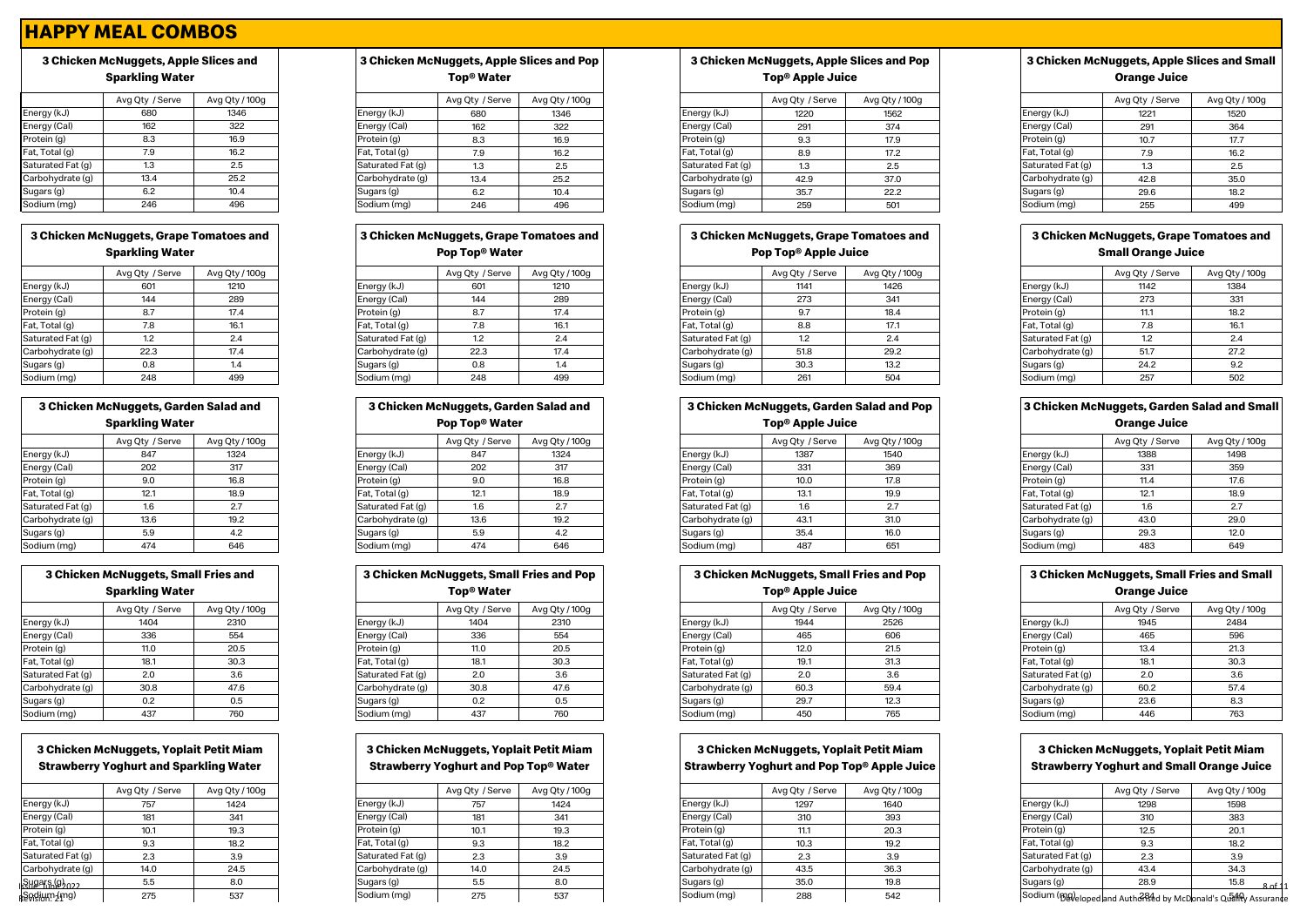# HAPPY MEAL COMBOS

### 3 Chicken McNuggets, Apple Slices and Sparkling Water

| | Avg Qty / Serve | Avg Qty / 100g |
|---|---|---|
| Energy (kJ) | 680 | 1346 |
| Energy (Cal) | 162 | 322 |
| Protein (g) | 8.3 | 16.9 |
| Fat, Total (g) | 7.9 | 16.2 |
| Saturated Fat (g) | 1.3 | 2.5 |
| Carbohydrate (g) | 13.4 | 25.2 |
| Sugars (g) | 6.2 | 10.4 |
| Sodium (mg) | 246 | 496 |

### 3 Chicken McNuggets, Apple Slices and Pop Top® Water

| | Avg Qty / Serve | Avg Qty / 100g |
|---|---|---|
| Energy (kJ) | 680 | 1346 |
| Energy (Cal) | 162 | 322 |
| Protein (g) | 8.3 | 16.9 |
| Fat, Total (g) | 7.9 | 16.2 |
| Saturated Fat (g) | 1.3 | 2.5 |
| Carbohydrate (g) | 13.4 | 25.2 |
| Sugars (g) | 6.2 | 10.4 |
| Sodium (mg) | 246 | 496 |

### 3 Chicken McNuggets, Apple Slices and Pop Top® Apple Juice

| | Avg Qty / Serve | Avg Qty / 100g |
|---|---|---|
| Energy (kJ) | 1220 | 1562 |
| Energy (Cal) | 291 | 374 |
| Protein (g) | 9.3 | 17.9 |
| Fat, Total (g) | 8.9 | 17.2 |
| Saturated Fat (g) | 1.3 | 2.5 |
| Carbohydrate (g) | 42.9 | 37.0 |
| Sugars (g) | 35.7 | 22.2 |
| Sodium (mg) | 259 | 501 |

### 3 Chicken McNuggets, Apple Slices and Small Orange Juice

| | Avg Qty / Serve | Avg Qty / 100g |
|---|---|---|
| Energy (kJ) | 1221 | 1520 |
| Energy (Cal) | 291 | 364 |
| Protein (g) | 10.7 | 17.7 |
| Fat, Total (g) | 7.9 | 16.2 |
| Saturated Fat (g) | 1.3 | 2.5 |
| Carbohydrate (g) | 42.8 | 35.0 |
| Sugars (g) | 29.6 | 18.2 |
| Sodium (mg) | 255 | 499 |

### 3 Chicken McNuggets, Grape Tomatoes and Sparkling Water

| | Avg Qty / Serve | Avg Qty / 100g |
|---|---|---|
| Energy (kJ) | 601 | 1210 |
| Energy (Cal) | 144 | 289 |
| Protein (g) | 8.7 | 17.4 |
| Fat, Total (g) | 7.8 | 16.1 |
| Saturated Fat (g) | 1.2 | 2.4 |
| Carbohydrate (g) | 22.3 | 17.4 |
| Sugars (g) | 0.8 | 1.4 |
| Sodium (mg) | 248 | 499 |

### 3 Chicken McNuggets, Grape Tomatoes and Pop Top® Water

| | Avg Qty / Serve | Avg Qty / 100g |
|---|---|---|
| Energy (kJ) | 601 | 1210 |
| Energy (Cal) | 144 | 289 |
| Protein (g) | 8.7 | 17.4 |
| Fat, Total (g) | 7.8 | 16.1 |
| Saturated Fat (g) | 1.2 | 2.4 |
| Carbohydrate (g) | 22.3 | 17.4 |
| Sugars (g) | 0.8 | 1.4 |
| Sodium (mg) | 248 | 499 |

### 3 Chicken McNuggets, Grape Tomatoes and Pop Top® Apple Juice

| | Avg Qty / Serve | Avg Qty / 100g |
|---|---|---|
| Energy (kJ) | 1141 | 1426 |
| Energy (Cal) | 273 | 341 |
| Protein (g) | 9.7 | 18.4 |
| Fat, Total (g) | 8.8 | 17.1 |
| Saturated Fat (g) | 1.2 | 2.4 |
| Carbohydrate (g) | 51.8 | 29.2 |
| Sugars (g) | 30.3 | 13.2 |
| Sodium (mg) | 261 | 504 |

### 3 Chicken McNuggets, Grape Tomatoes and Small Orange Juice

| | Avg Qty / Serve | Avg Qty / 100g |
|---|---|---|
| Energy (kJ) | 1142 | 1384 |
| Energy (Cal) | 273 | 331 |
| Protein (g) | 11.1 | 18.2 |
| Fat, Total (g) | 7.8 | 16.1 |
| Saturated Fat (g) | 1.2 | 2.4 |
| Carbohydrate (g) | 51.7 | 27.2 |
| Sugars (g) | 24.2 | 9.2 |
| Sodium (mg) | 257 | 502 |

### 3 Chicken McNuggets, Garden Salad and Sparkling Water

| | Avg Qty / Serve | Avg Qty / 100g |
|---|---|---|
| Energy (kJ) | 847 | 1324 |
| Energy (Cal) | 202 | 317 |
| Protein (g) | 9.0 | 16.8 |
| Fat, Total (g) | 12.1 | 18.9 |
| Saturated Fat (g) | 1.6 | 2.7 |
| Carbohydrate (g) | 13.6 | 19.2 |
| Sugars (g) | 5.9 | 4.2 |
| Sodium (mg) | 474 | 646 |

### 3 Chicken McNuggets, Garden Salad and Pop Top® Water

| | Avg Qty / Serve | Avg Qty / 100g |
|---|---|---|
| Energy (kJ) | 847 | 1324 |
| Energy (Cal) | 202 | 317 |
| Protein (g) | 9.0 | 16.8 |
| Fat, Total (g) | 12.1 | 18.9 |
| Saturated Fat (g) | 1.6 | 2.7 |
| Carbohydrate (g) | 13.6 | 19.2 |
| Sugars (g) | 5.9 | 4.2 |
| Sodium (mg) | 474 | 646 |

### 3 Chicken McNuggets, Garden Salad and Pop Top® Apple Juice

| | Avg Qty / Serve | Avg Qty / 100g |
|---|---|---|
| Energy (kJ) | 1387 | 1540 |
| Energy (Cal) | 331 | 369 |
| Protein (g) | 10.0 | 17.8 |
| Fat, Total (g) | 13.1 | 19.9 |
| Saturated Fat (g) | 1.6 | 2.7 |
| Carbohydrate (g) | 43.1 | 31.0 |
| Sugars (g) | 35.4 | 16.0 |
| Sodium (mg) | 487 | 651 |

### 3 Chicken McNuggets, Garden Salad and Small Orange Juice

| | Avg Qty / Serve | Avg Qty / 100g |
|---|---|---|
| Energy (kJ) | 1388 | 1498 |
| Energy (Cal) | 331 | 359 |
| Protein (g) | 11.4 | 17.6 |
| Fat, Total (g) | 12.1 | 18.9 |
| Saturated Fat (g) | 1.6 | 2.7 |
| Carbohydrate (g) | 43.0 | 29.0 |
| Sugars (g) | 29.3 | 12.0 |
| Sodium (mg) | 483 | 649 |

### 3 Chicken McNuggets, Small Fries and Sparkling Water

| | Avg Qty / Serve | Avg Qty / 100g |
|---|---|---|
| Energy (kJ) | 1404 | 2310 |
| Energy (Cal) | 336 | 554 |
| Protein (g) | 11.0 | 20.5 |
| Fat, Total (g) | 18.1 | 30.3 |
| Saturated Fat (g) | 2.0 | 3.6 |
| Carbohydrate (g) | 30.8 | 47.6 |
| Sugars (g) | 0.2 | 0.5 |
| Sodium (mg) | 437 | 760 |

### 3 Chicken McNuggets, Small Fries and Pop Top® Water

| | Avg Qty / Serve | Avg Qty / 100g |
|---|---|---|
| Energy (kJ) | 1404 | 2310 |
| Energy (Cal) | 336 | 554 |
| Protein (g) | 11.0 | 20.5 |
| Fat, Total (g) | 18.1 | 30.3 |
| Saturated Fat (g) | 2.0 | 3.6 |
| Carbohydrate (g) | 30.8 | 47.6 |
| Sugars (g) | 0.2 | 0.5 |
| Sodium (mg) | 437 | 760 |

### 3 Chicken McNuggets, Small Fries and Pop Top® Apple Juice

| | Avg Qty / Serve | Avg Qty / 100g |
|---|---|---|
| Energy (kJ) | 1944 | 2526 |
| Energy (Cal) | 465 | 606 |
| Protein (g) | 12.0 | 21.5 |
| Fat, Total (g) | 19.1 | 31.3 |
| Saturated Fat (g) | 2.0 | 3.6 |
| Carbohydrate (g) | 60.3 | 59.4 |
| Sugars (g) | 29.7 | 12.3 |
| Sodium (mg) | 450 | 765 |

### 3 Chicken McNuggets, Small Fries and Small Orange Juice

| | Avg Qty / Serve | Avg Qty / 100g |
|---|---|---|
| Energy (kJ) | 1945 | 2484 |
| Energy (Cal) | 465 | 596 |
| Protein (g) | 13.4 | 21.3 |
| Fat, Total (g) | 18.1 | 30.3 |
| Saturated Fat (g) | 2.0 | 3.6 |
| Carbohydrate (g) | 60.2 | 57.4 |
| Sugars (g) | 23.6 | 8.3 |
| Sodium (mg) | 446 | 763 |

### 3 Chicken McNuggets, Yoplait Petit Miam Strawberry Yoghurt and Sparkling Water

| | Avg Qty / Serve | Avg Qty / 100g |
|---|---|---|
| Energy (kJ) | 757 | 1424 |
| Energy (Cal) | 181 | 341 |
| Protein (g) | 10.1 | 19.3 |
| Fat, Total (g) | 9.3 | 18.2 |
| Saturated Fat (g) | 2.3 | 3.9 |
| Carbohydrate (g) | 14.0 | 24.5 |
| Sugars (g) | 5.5 | 8.0 |
| Sodium (mg) | 275 | 537 |

### 3 Chicken McNuggets, Yoplait Petit Miam Strawberry Yoghurt and Pop Top® Water

| | Avg Qty / Serve | Avg Qty / 100g |
|---|---|---|
| Energy (kJ) | 757 | 1424 |
| Energy (Cal) | 181 | 341 |
| Protein (g) | 10.1 | 19.3 |
| Fat, Total (g) | 9.3 | 18.2 |
| Saturated Fat (g) | 2.3 | 3.9 |
| Carbohydrate (g) | 14.0 | 24.5 |
| Sugars (g) | 5.5 | 8.0 |
| Sodium (mg) | 275 | 537 |

### 3 Chicken McNuggets, Yoplait Petit Miam Strawberry Yoghurt and Pop Top® Apple Juice

| | Avg Qty / Serve | Avg Qty / 100g |
|---|---|---|
| Energy (kJ) | 1297 | 1640 |
| Energy (Cal) | 310 | 393 |
| Protein (g) | 11.1 | 20.3 |
| Fat, Total (g) | 10.3 | 19.2 |
| Saturated Fat (g) | 2.3 | 3.9 |
| Carbohydrate (g) | 43.5 | 36.3 |
| Sugars (g) | 35.0 | 19.8 |
| Sodium (mg) | 288 | 542 |

### 3 Chicken McNuggets, Yoplait Petit Miam Strawberry Yoghurt and Small Orange Juice

| | Avg Qty / Serve | Avg Qty / 100g |
|---|---|---|
| Energy (kJ) | 1298 | 1598 |
| Energy (Cal) | 310 | 383 |
| Protein (g) | 12.5 | 20.1 |
| Fat, Total (g) | 9.3 | 18.2 |
| Saturated Fat (g) | 2.3 | 3.9 |
| Carbohydrate (g) | 43.4 | 34.3 |
| Sugars (g) | 28.9 | 15.8 |
| Sodium (mg) | 284 | 540 |

Issue: June 2022
Revision: 21

Developed and Authorised by McDonald's Quality Assurance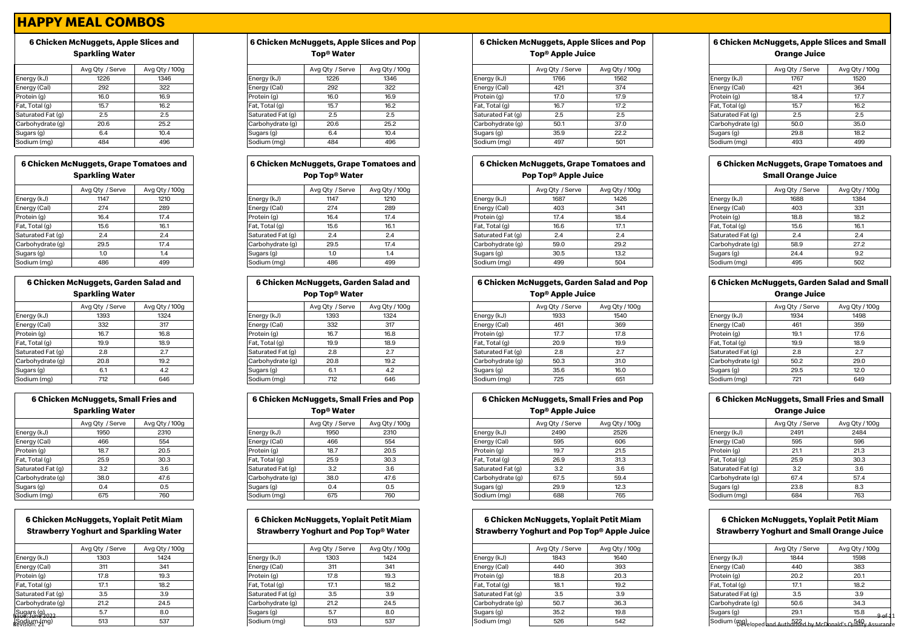# HAPPY MEAL COMBOS

### 6 Chicken McNuggets, Apple Slices and Sparkling Water

| | Avg Qty / Serve | Avg Qty / 100g |
|---|---|---|
| Energy (kJ) | 1226 | 1346 |
| Energy (Cal) | 292 | 322 |
| Protein (g) | 16.0 | 16.9 |
| Fat, Total (g) | 15.7 | 16.2 |
| Saturated Fat (g) | 2.5 | 2.5 |
| Carbohydrate (g) | 20.6 | 25.2 |
| Sugars (g) | 6.4 | 10.4 |
| Sodium (mg) | 484 | 496 |

### 6 Chicken McNuggets, Apple Slices and Pop Top® Water

| | Avg Qty / Serve | Avg Qty / 100g |
|---|---|---|
| Energy (kJ) | 1226 | 1346 |
| Energy (Cal) | 292 | 322 |
| Protein (g) | 16.0 | 16.9 |
| Fat, Total (g) | 15.7 | 16.2 |
| Saturated Fat (g) | 2.5 | 2.5 |
| Carbohydrate (g) | 20.6 | 25.2 |
| Sugars (g) | 6.4 | 10.4 |
| Sodium (mg) | 484 | 496 |

### 6 Chicken McNuggets, Apple Slices and Pop Top® Apple Juice

| | Avg Qty / Serve | Avg Qty / 100g |
|---|---|---|
| Energy (kJ) | 1766 | 1562 |
| Energy (Cal) | 421 | 374 |
| Protein (g) | 17.0 | 17.9 |
| Fat, Total (g) | 16.7 | 17.2 |
| Saturated Fat (g) | 2.5 | 2.5 |
| Carbohydrate (g) | 50.1 | 37.0 |
| Sugars (g) | 35.9 | 22.2 |
| Sodium (mg) | 497 | 501 |

### 6 Chicken McNuggets, Apple Slices and Small Orange Juice

| | Avg Qty / Serve | Avg Qty / 100g |
|---|---|---|
| Energy (kJ) | 1767 | 1520 |
| Energy (Cal) | 421 | 364 |
| Protein (g) | 18.4 | 17.7 |
| Fat, Total (g) | 15.7 | 16.2 |
| Saturated Fat (g) | 2.5 | 2.5 |
| Carbohydrate (g) | 50.0 | 35.0 |
| Sugars (g) | 29.8 | 18.2 |
| Sodium (mg) | 493 | 499 |

### 6 Chicken McNuggets, Grape Tomatoes and Sparkling Water

| | Avg Qty / Serve | Avg Qty / 100g |
|---|---|---|
| Energy (kJ) | 1147 | 1210 |
| Energy (Cal) | 274 | 289 |
| Protein (g) | 16.4 | 17.4 |
| Fat, Total (g) | 15.6 | 16.1 |
| Saturated Fat (g) | 2.4 | 2.4 |
| Carbohydrate (g) | 29.5 | 17.4 |
| Sugars (g) | 1.0 | 1.4 |
| Sodium (mg) | 486 | 499 |

### 6 Chicken McNuggets, Grape Tomatoes and Pop Top® Water

| | Avg Qty / Serve | Avg Qty / 100g |
|---|---|---|
| Energy (kJ) | 1147 | 1210 |
| Energy (Cal) | 274 | 289 |
| Protein (g) | 16.4 | 17.4 |
| Fat, Total (g) | 15.6 | 16.1 |
| Saturated Fat (g) | 2.4 | 2.4 |
| Carbohydrate (g) | 29.5 | 17.4 |
| Sugars (g) | 1.0 | 1.4 |
| Sodium (mg) | 486 | 499 |

### 6 Chicken McNuggets, Grape Tomatoes and Pop Top® Apple Juice

| | Avg Qty / Serve | Avg Qty / 100g |
|---|---|---|
| Energy (kJ) | 1687 | 1426 |
| Energy (Cal) | 403 | 341 |
| Protein (g) | 17.4 | 18.4 |
| Fat, Total (g) | 16.6 | 17.1 |
| Saturated Fat (g) | 2.4 | 2.4 |
| Carbohydrate (g) | 59.0 | 29.2 |
| Sugars (g) | 30.5 | 13.2 |
| Sodium (mg) | 499 | 504 |

### 6 Chicken McNuggets, Grape Tomatoes and Small Orange Juice

| | Avg Qty / Serve | Avg Qty / 100g |
|---|---|---|
| Energy (kJ) | 1688 | 1384 |
| Energy (Cal) | 403 | 331 |
| Protein (g) | 18.8 | 18.2 |
| Fat, Total (g) | 15.6 | 16.1 |
| Saturated Fat (g) | 2.4 | 2.4 |
| Carbohydrate (g) | 58.9 | 27.2 |
| Sugars (g) | 24.4 | 9.2 |
| Sodium (mg) | 495 | 502 |

### 6 Chicken McNuggets, Garden Salad and Sparkling Water

| | Avg Qty / Serve | Avg Qty / 100g |
|---|---|---|
| Energy (kJ) | 1393 | 1324 |
| Energy (Cal) | 332 | 317 |
| Protein (g) | 16.7 | 16.8 |
| Fat, Total (g) | 19.9 | 18.9 |
| Saturated Fat (g) | 2.8 | 2.7 |
| Carbohydrate (g) | 20.8 | 19.2 |
| Sugars (g) | 6.1 | 4.2 |
| Sodium (mg) | 712 | 646 |

### 6 Chicken McNuggets, Garden Salad and Pop Top® Water

| | Avg Qty / Serve | Avg Qty / 100g |
|---|---|---|
| Energy (kJ) | 1393 | 1324 |
| Energy (Cal) | 332 | 317 |
| Protein (g) | 16.7 | 16.8 |
| Fat, Total (g) | 19.9 | 18.9 |
| Saturated Fat (g) | 2.8 | 2.7 |
| Carbohydrate (g) | 20.8 | 19.2 |
| Sugars (g) | 6.1 | 4.2 |
| Sodium (mg) | 712 | 646 |

### 6 Chicken McNuggets, Garden Salad and Pop Top® Apple Juice

| | Avg Qty / Serve | Avg Qty / 100g |
|---|---|---|
| Energy (kJ) | 1933 | 1540 |
| Energy (Cal) | 461 | 369 |
| Protein (g) | 17.7 | 17.8 |
| Fat, Total (g) | 20.9 | 19.9 |
| Saturated Fat (g) | 2.8 | 2.7 |
| Carbohydrate (g) | 50.3 | 31.0 |
| Sugars (g) | 35.6 | 16.0 |
| Sodium (mg) | 725 | 651 |

### 6 Chicken McNuggets, Garden Salad and Small Orange Juice

| | Avg Qty / Serve | Avg Qty / 100g |
|---|---|---|
| Energy (kJ) | 1934 | 1498 |
| Energy (Cal) | 461 | 359 |
| Protein (g) | 19.1 | 17.6 |
| Fat, Total (g) | 19.9 | 18.9 |
| Saturated Fat (g) | 2.8 | 2.7 |
| Carbohydrate (g) | 50.2 | 29.0 |
| Sugars (g) | 29.5 | 12.0 |
| Sodium (mg) | 721 | 649 |

### 6 Chicken McNuggets, Small Fries and Sparkling Water

| | Avg Qty / Serve | Avg Qty / 100g |
|---|---|---|
| Energy (kJ) | 1950 | 2310 |
| Energy (Cal) | 466 | 554 |
| Protein (g) | 18.7 | 20.5 |
| Fat, Total (g) | 25.9 | 30.3 |
| Saturated Fat (g) | 3.2 | 3.6 |
| Carbohydrate (g) | 38.0 | 47.6 |
| Sugars (g) | 0.4 | 0.5 |
| Sodium (mg) | 675 | 760 |

### 6 Chicken McNuggets, Small Fries and Pop Top® Water

| | Avg Qty / Serve | Avg Qty / 100g |
|---|---|---|
| Energy (kJ) | 1950 | 2310 |
| Energy (Cal) | 466 | 554 |
| Protein (g) | 18.7 | 20.5 |
| Fat, Total (g) | 25.9 | 30.3 |
| Saturated Fat (g) | 3.2 | 3.6 |
| Carbohydrate (g) | 38.0 | 47.6 |
| Sugars (g) | 0.4 | 0.5 |
| Sodium (mg) | 675 | 760 |

### 6 Chicken McNuggets, Small Fries and Pop Top® Apple Juice

| | Avg Qty / Serve | Avg Qty / 100g |
|---|---|---|
| Energy (kJ) | 2490 | 2526 |
| Energy (Cal) | 595 | 606 |
| Protein (g) | 19.7 | 21.5 |
| Fat, Total (g) | 26.9 | 31.3 |
| Saturated Fat (g) | 3.2 | 3.6 |
| Carbohydrate (g) | 67.5 | 59.4 |
| Sugars (g) | 29.9 | 12.3 |
| Sodium (mg) | 688 | 765 |

### 6 Chicken McNuggets, Small Fries and Small Orange Juice

| | Avg Qty / Serve | Avg Qty / 100g |
|---|---|---|
| Energy (kJ) | 2491 | 2484 |
| Energy (Cal) | 595 | 596 |
| Protein (g) | 21.1 | 21.3 |
| Fat, Total (g) | 25.9 | 30.3 |
| Saturated Fat (g) | 3.2 | 3.6 |
| Carbohydrate (g) | 67.4 | 57.4 |
| Sugars (g) | 23.8 | 8.3 |
| Sodium (mg) | 684 | 763 |

### 6 Chicken McNuggets, Yoplait Petit Miam Strawberry Yoghurt and Sparkling Water

| | Avg Qty / Serve | Avg Qty / 100g |
|---|---|---|
| Energy (kJ) | 1303 | 1424 |
| Energy (Cal) | 311 | 341 |
| Protein (g) | 17.8 | 19.3 |
| Fat, Total (g) | 17.1 | 18.2 |
| Saturated Fat (g) | 3.5 | 3.9 |
| Carbohydrate (g) | 21.2 | 24.5 |
| Sugars (g) | 5.7 | 8.0 |
| Sodium (mg) | 513 | 537 |

### 6 Chicken McNuggets, Yoplait Petit Miam Strawberry Yoghurt and Pop Top® Water

| | Avg Qty / Serve | Avg Qty / 100g |
|---|---|---|
| Energy (kJ) | 1303 | 1424 |
| Energy (Cal) | 311 | 341 |
| Protein (g) | 17.8 | 19.3 |
| Fat, Total (g) | 17.1 | 18.2 |
| Saturated Fat (g) | 3.5 | 3.9 |
| Carbohydrate (g) | 21.2 | 24.5 |
| Sugars (g) | 5.7 | 8.0 |
| Sodium (mg) | 513 | 537 |

### 6 Chicken McNuggets, Yoplait Petit Miam Strawberry Yoghurt and Pop Top® Apple Juice

| | Avg Qty / Serve | Avg Qty / 100g |
|---|---|---|
| Energy (kJ) | 1843 | 1640 |
| Energy (Cal) | 440 | 393 |
| Protein (g) | 18.8 | 20.3 |
| Fat, Total (g) | 18.1 | 19.2 |
| Saturated Fat (g) | 3.5 | 3.9 |
| Carbohydrate (g) | 50.7 | 36.3 |
| Sugars (g) | 35.2 | 19.8 |
| Sodium (mg) | 526 | 542 |

### 6 Chicken McNuggets, Yoplait Petit Miam Strawberry Yoghurt and Small Orange Juice

| | Avg Qty / Serve | Avg Qty / 100g |
|---|---|---|
| Energy (kJ) | 1844 | 1598 |
| Energy (Cal) | 440 | 383 |
| Protein (g) | 20.2 | 20.1 |
| Fat, Total (g) | 17.1 | 18.2 |
| Saturated Fat (g) | 3.5 | 3.9 |
| Carbohydrate (g) | 50.6 | 34.3 |
| Sugars (g) | 29.1 | 15.8 |
| Sodium (mg) | 522 | 540 |

Issue: June 2022
Revision: 21

Developed and Authorised by McDonald's Quality Assurance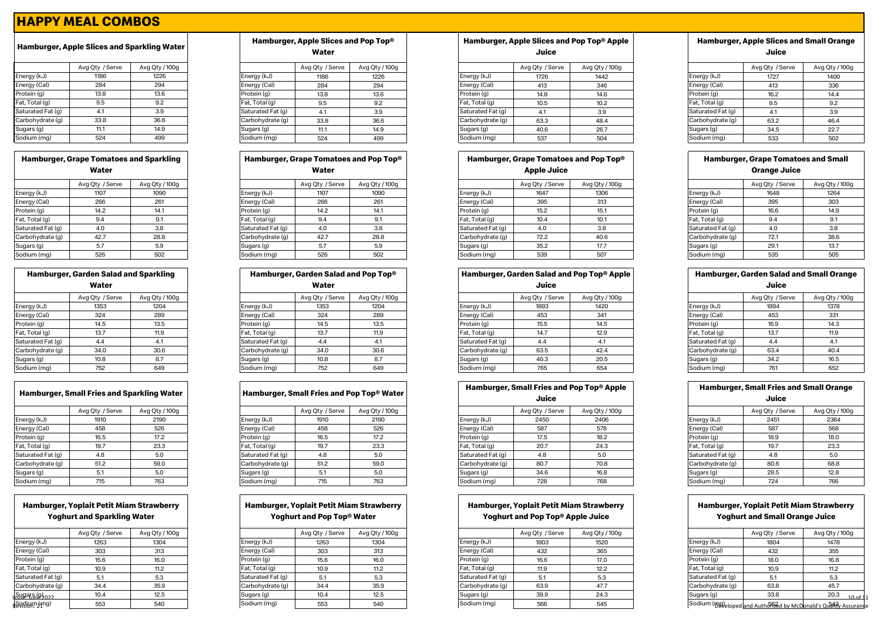# HAPPY MEAL COMBOS

### Hamburger, Apple Slices and Sparkling Water

| | Avg Qty / Serve | Avg Qty / 100g |
|---|---|---|
| Energy (kJ) | 1186 | 1226 |
| Energy (Cal) | 284 | 294 |
| Protein (g) | 13.8 | 13.6 |
| Fat, Total (g) | 9.5 | 9.2 |
| Saturated Fat (g) | 4.1 | 3.9 |
| Carbohydrate (g) | 33.8 | 36.6 |
| Sugars (g) | 11.1 | 14.9 |
| Sodium (mg) | 524 | 499 |

### Hamburger, Apple Slices and Pop Top® Water

| | Avg Qty / Serve | Avg Qty / 100g |
|---|---|---|
| Energy (kJ) | 1186 | 1226 |
| Energy (Cal) | 284 | 294 |
| Protein (g) | 13.8 | 13.6 |
| Fat, Total (g) | 9.5 | 9.2 |
| Saturated Fat (g) | 4.1 | 3.9 |
| Carbohydrate (g) | 33.8 | 36.6 |
| Sugars (g) | 11.1 | 14.9 |
| Sodium (mg) | 524 | 499 |

### Hamburger, Apple Slices and Pop Top® Apple Juice

| | Avg Qty / Serve | Avg Qty / 100g |
|---|---|---|
| Energy (kJ) | 1726 | 1442 |
| Energy (Cal) | 413 | 346 |
| Protein (g) | 14.8 | 14.6 |
| Fat, Total (g) | 10.5 | 10.2 |
| Saturated Fat (g) | 4.1 | 3.9 |
| Carbohydrate (g) | 63.3 | 48.4 |
| Sugars (g) | 40.6 | 26.7 |
| Sodium (mg) | 537 | 504 |

### Hamburger, Apple Slices and Small Orange Juice

| | Avg Qty / Serve | Avg Qty / 100g |
|---|---|---|
| Energy (kJ) | 1727 | 1400 |
| Energy (Cal) | 413 | 336 |
| Protein (g) | 16.2 | 14.4 |
| Fat, Total (g) | 9.5 | 9.2 |
| Saturated Fat (g) | 4.1 | 3.9 |
| Carbohydrate (g) | 63.2 | 46.4 |
| Sugars (g) | 34.5 | 22.7 |
| Sodium (mg) | 533 | 502 |

### Hamburger, Grape Tomatoes and Sparkling Water

| | Avg Qty / Serve | Avg Qty / 100g |
|---|---|---|
| Energy (kJ) | 1107 | 1090 |
| Energy (Cal) | 266 | 261 |
| Protein (g) | 14.2 | 14.1 |
| Fat, Total (g) | 9.4 | 9.1 |
| Saturated Fat (g) | 4.0 | 3.8 |
| Carbohydrate (g) | 42.7 | 28.8 |
| Sugars (g) | 5.7 | 5.9 |
| Sodium (mg) | 526 | 502 |

### Hamburger, Grape Tomatoes and Pop Top® Water

| | Avg Qty / Serve | Avg Qty / 100g |
|---|---|---|
| Energy (kJ) | 1107 | 1090 |
| Energy (Cal) | 266 | 261 |
| Protein (g) | 14.2 | 14.1 |
| Fat, Total (g) | 9.4 | 9.1 |
| Saturated Fat (g) | 4.0 | 3.8 |
| Carbohydrate (g) | 42.7 | 28.8 |
| Sugars (g) | 5.7 | 5.9 |
| Sodium (mg) | 526 | 502 |

### Hamburger, Grape Tomatoes and Pop Top® Apple Juice

| | Avg Qty / Serve | Avg Qty / 100g |
|---|---|---|
| Energy (kJ) | 1647 | 1306 |
| Energy (Cal) | 395 | 313 |
| Protein (g) | 15.2 | 15.1 |
| Fat, Total (g) | 10.4 | 10.1 |
| Saturated Fat (g) | 4.0 | 3.8 |
| Carbohydrate (g) | 72.2 | 40.6 |
| Sugars (g) | 35.2 | 17.7 |
| Sodium (mg) | 539 | 507 |

### Hamburger, Grape Tomatoes and Small Orange Juice

| | Avg Qty / Serve | Avg Qty / 100g |
|---|---|---|
| Energy (kJ) | 1648 | 1264 |
| Energy (Cal) | 395 | 303 |
| Protein (g) | 16.6 | 14.9 |
| Fat, Total (g) | 9.4 | 9.1 |
| Saturated Fat (g) | 4.0 | 3.8 |
| Carbohydrate (g) | 72.1 | 38.6 |
| Sugars (g) | 29.1 | 13.7 |
| Sodium (mg) | 535 | 505 |

### Hamburger, Garden Salad and Sparkling Water

| | Avg Qty / Serve | Avg Qty / 100g |
|---|---|---|
| Energy (kJ) | 1353 | 1204 |
| Energy (Cal) | 324 | 289 |
| Protein (g) | 14.5 | 13.5 |
| Fat, Total (g) | 13.7 | 11.9 |
| Saturated Fat (g) | 4.4 | 4.1 |
| Carbohydrate (g) | 34.0 | 30.6 |
| Sugars (g) | 10.8 | 8.7 |
| Sodium (mg) | 752 | 649 |

### Hamburger, Garden Salad and Pop Top® Water

| | Avg Qty / Serve | Avg Qty / 100g |
|---|---|---|
| Energy (kJ) | 1353 | 1204 |
| Energy (Cal) | 324 | 289 |
| Protein (g) | 14.5 | 13.5 |
| Fat, Total (g) | 13.7 | 11.9 |
| Saturated Fat (g) | 4.4 | 4.1 |
| Carbohydrate (g) | 34.0 | 30.6 |
| Sugars (g) | 10.8 | 8.7 |
| Sodium (mg) | 752 | 649 |

### Hamburger, Garden Salad and Pop Top® Apple Juice

| | Avg Qty / Serve | Avg Qty / 100g |
|---|---|---|
| Energy (kJ) | 1893 | 1420 |
| Energy (Cal) | 453 | 341 |
| Protein (g) | 15.5 | 14.5 |
| Fat, Total (g) | 14.7 | 12.9 |
| Saturated Fat (g) | 4.4 | 4.1 |
| Carbohydrate (g) | 63.5 | 42.4 |
| Sugars (g) | 40.3 | 20.5 |
| Sodium (mg) | 765 | 654 |

### Hamburger, Garden Salad and Small Orange Juice

| | Avg Qty / Serve | Avg Qty / 100g |
|---|---|---|
| Energy (kJ) | 1894 | 1378 |
| Energy (Cal) | 453 | 331 |
| Protein (g) | 16.9 | 14.3 |
| Fat, Total (g) | 13.7 | 11.9 |
| Saturated Fat (g) | 4.4 | 4.1 |
| Carbohydrate (g) | 63.4 | 40.4 |
| Sugars (g) | 34.2 | 16.5 |
| Sodium (mg) | 761 | 652 |

### Hamburger, Small Fries and Sparkling Water

| | Avg Qty / Serve | Avg Qty / 100g |
|---|---|---|
| Energy (kJ) | 1910 | 2190 |
| Energy (Cal) | 458 | 526 |
| Protein (g) | 16.5 | 17.2 |
| Fat, Total (g) | 19.7 | 23.3 |
| Saturated Fat (g) | 4.8 | 5.0 |
| Carbohydrate (g) | 51.2 | 59.0 |
| Sugars (g) | 5.1 | 5.0 |
| Sodium (mg) | 715 | 763 |

### Hamburger, Small Fries and Pop Top® Water

| | Avg Qty / Serve | Avg Qty / 100g |
|---|---|---|
| Energy (kJ) | 1910 | 2190 |
| Energy (Cal) | 458 | 526 |
| Protein (g) | 16.5 | 17.2 |
| Fat, Total (g) | 19.7 | 23.3 |
| Saturated Fat (g) | 4.8 | 5.0 |
| Carbohydrate (g) | 51.2 | 59.0 |
| Sugars (g) | 5.1 | 5.0 |
| Sodium (mg) | 715 | 763 |

### Hamburger, Small Fries and Pop Top® Apple Juice

| | Avg Qty / Serve | Avg Qty / 100g |
|---|---|---|
| Energy (kJ) | 2450 | 2406 |
| Energy (Cal) | 587 | 578 |
| Protein (g) | 17.5 | 18.2 |
| Fat, Total (g) | 20.7 | 24.3 |
| Saturated Fat (g) | 4.8 | 5.0 |
| Carbohydrate (g) | 80.7 | 70.8 |
| Sugars (g) | 34.6 | 16.8 |
| Sodium (mg) | 728 | 768 |

### Hamburger, Small Fries and Small Orange Juice

| | Avg Qty / Serve | Avg Qty / 100g |
|---|---|---|
| Energy (kJ) | 2451 | 2364 |
| Energy (Cal) | 587 | 568 |
| Protein (g) | 18.9 | 18.0 |
| Fat, Total (g) | 19.7 | 23.3 |
| Saturated Fat (g) | 4.8 | 5.0 |
| Carbohydrate (g) | 80.6 | 68.8 |
| Sugars (g) | 28.5 | 12.8 |
| Sodium (mg) | 724 | 766 |

### Hamburger, Yoplait Petit Miam Strawberry Yoghurt and Sparkling Water

| | Avg Qty / Serve | Avg Qty / 100g |
|---|---|---|
| Energy (kJ) | 1263 | 1304 |
| Energy (Cal) | 303 | 313 |
| Protein (g) | 15.6 | 16.0 |
| Fat, Total (g) | 10.9 | 11.2 |
| Saturated Fat (g) | 5.1 | 5.3 |
| Carbohydrate (g) | 34.4 | 35.9 |
| Sugars (g) | 10.4 | 12.5 |
| Sodium (mg) | 553 | 540 |

### Hamburger, Yoplait Petit Miam Strawberry Yoghurt and Pop Top® Water

| | Avg Qty / Serve | Avg Qty / 100g |
|---|---|---|
| Energy (kJ) | 1263 | 1304 |
| Energy (Cal) | 303 | 313 |
| Protein (g) | 15.6 | 16.0 |
| Fat, Total (g) | 10.9 | 11.2 |
| Saturated Fat (g) | 5.1 | 5.3 |
| Carbohydrate (g) | 34.4 | 35.9 |
| Sugars (g) | 10.4 | 12.5 |
| Sodium (mg) | 553 | 540 |

### Hamburger, Yoplait Petit Miam Strawberry Yoghurt and Pop Top® Apple Juice

| | Avg Qty / Serve | Avg Qty / 100g |
|---|---|---|
| Energy (kJ) | 1803 | 1520 |
| Energy (Cal) | 432 | 365 |
| Protein (g) | 16.6 | 17.0 |
| Fat, Total (g) | 11.9 | 12.2 |
| Saturated Fat (g) | 5.1 | 5.3 |
| Carbohydrate (g) | 63.9 | 47.7 |
| Sugars (g) | 39.9 | 24.3 |
| Sodium (mg) | 566 | 545 |

### Hamburger, Yoplait Petit Miam Strawberry Yoghurt and Small Orange Juice

| | Avg Qty / Serve | Avg Qty / 100g |
|---|---|---|
| Energy (kJ) | 1804 | 1478 |
| Energy (Cal) | 432 | 355 |
| Protein (g) | 18.0 | 16.8 |
| Fat, Total (g) | 10.9 | 11.2 |
| Saturated Fat (g) | 5.1 | 5.3 |
| Carbohydrate (g) | 63.8 | 45.7 |
| Sugars (g) | 33.8 | 20.3 |
| Sodium (mg) | 562 | 543 |

Issue: June 2022
Revision: 21

Developed and Authorised by McDonald's Quality Assurance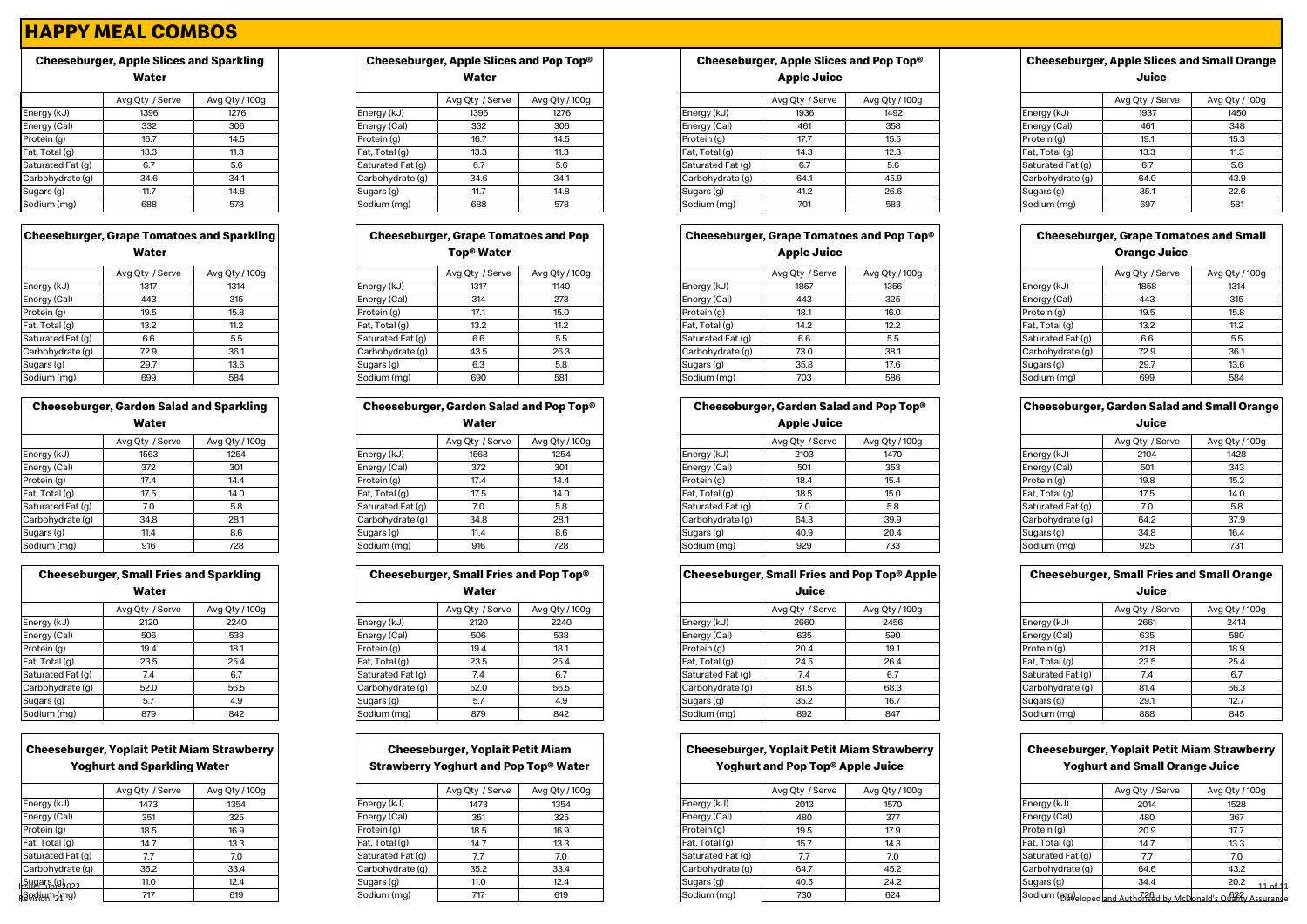# HAPPY MEAL COMBOS

### Cheeseburger, Apple Slices and Sparkling Water

| | Avg Qty / Serve | Avg Qty / 100g |
|---|---|---|
| Energy (kJ) | 1396 | 1276 |
| Energy (Cal) | 332 | 306 |
| Protein (g) | 16.7 | 14.5 |
| Fat, Total (g) | 13.3 | 11.3 |
| Saturated Fat (g) | 6.7 | 5.6 |
| Carbohydrate (g) | 34.6 | 34.1 |
| Sugars (g) | 11.7 | 14.8 |
| Sodium (mg) | 688 | 578 |

### Cheeseburger, Apple Slices and Pop Top® Water

| | Avg Qty / Serve | Avg Qty / 100g |
|---|---|---|
| Energy (kJ) | 1396 | 1276 |
| Energy (Cal) | 332 | 306 |
| Protein (g) | 16.7 | 14.5 |
| Fat, Total (g) | 13.3 | 11.3 |
| Saturated Fat (g) | 6.7 | 5.6 |
| Carbohydrate (g) | 34.6 | 34.1 |
| Sugars (g) | 11.7 | 14.8 |
| Sodium (mg) | 688 | 578 |

### Cheeseburger, Apple Slices and Pop Top® Apple Juice

| | Avg Qty / Serve | Avg Qty / 100g |
|---|---|---|
| Energy (kJ) | 1936 | 1492 |
| Energy (Cal) | 461 | 358 |
| Protein (g) | 17.7 | 15.5 |
| Fat, Total (g) | 14.3 | 12.3 |
| Saturated Fat (g) | 6.7 | 5.6 |
| Carbohydrate (g) | 64.1 | 45.9 |
| Sugars (g) | 41.2 | 26.6 |
| Sodium (mg) | 701 | 583 |

### Cheeseburger, Apple Slices and Small Orange Juice

| | Avg Qty / Serve | Avg Qty / 100g |
|---|---|---|
| Energy (kJ) | 1937 | 1450 |
| Energy (Cal) | 461 | 348 |
| Protein (g) | 19.1 | 15.3 |
| Fat, Total (g) | 13.3 | 11.3 |
| Saturated Fat (g) | 6.7 | 5.6 |
| Carbohydrate (g) | 64.0 | 43.9 |
| Sugars (g) | 35.1 | 22.6 |
| Sodium (mg) | 697 | 581 |

### Cheeseburger, Grape Tomatoes and Sparkling Water

| | Avg Qty / Serve | Avg Qty / 100g |
|---|---|---|
| Energy (kJ) | 1317 | 1314 |
| Energy (Cal) | 443 | 315 |
| Protein (g) | 19.5 | 15.8 |
| Fat, Total (g) | 13.2 | 11.2 |
| Saturated Fat (g) | 6.6 | 5.5 |
| Carbohydrate (g) | 72.9 | 36.1 |
| Sugars (g) | 29.7 | 13.6 |
| Sodium (mg) | 699 | 584 |

### Cheeseburger, Grape Tomatoes and Pop Top® Water

| | Avg Qty / Serve | Avg Qty / 100g |
|---|---|---|
| Energy (kJ) | 1317 | 1140 |
| Energy (Cal) | 314 | 273 |
| Protein (g) | 17.1 | 15.0 |
| Fat, Total (g) | 13.2 | 11.2 |
| Saturated Fat (g) | 6.6 | 5.5 |
| Carbohydrate (g) | 43.5 | 26.3 |
| Sugars (g) | 6.3 | 5.8 |
| Sodium (mg) | 690 | 581 |

### Cheeseburger, Grape Tomatoes and Pop Top® Apple Juice

| | Avg Qty / Serve | Avg Qty / 100g |
|---|---|---|
| Energy (kJ) | 1857 | 1356 |
| Energy (Cal) | 443 | 325 |
| Protein (g) | 18.1 | 16.0 |
| Fat, Total (g) | 14.2 | 12.2 |
| Saturated Fat (g) | 6.6 | 5.5 |
| Carbohydrate (g) | 73.0 | 38.1 |
| Sugars (g) | 35.8 | 17.6 |
| Sodium (mg) | 703 | 586 |

### Cheeseburger, Grape Tomatoes and Small Orange Juice

| | Avg Qty / Serve | Avg Qty / 100g |
|---|---|---|
| Energy (kJ) | 1858 | 1314 |
| Energy (Cal) | 443 | 315 |
| Protein (g) | 19.5 | 15.8 |
| Fat, Total (g) | 13.2 | 11.2 |
| Saturated Fat (g) | 6.6 | 5.5 |
| Carbohydrate (g) | 72.9 | 36.1 |
| Sugars (g) | 29.7 | 13.6 |
| Sodium (mg) | 699 | 584 |

### Cheeseburger, Garden Salad and Sparkling Water

| | Avg Qty / Serve | Avg Qty / 100g |
|---|---|---|
| Energy (kJ) | 1563 | 1254 |
| Energy (Cal) | 372 | 301 |
| Protein (g) | 17.4 | 14.4 |
| Fat, Total (g) | 17.5 | 14.0 |
| Saturated Fat (g) | 7.0 | 5.8 |
| Carbohydrate (g) | 34.8 | 28.1 |
| Sugars (g) | 11.4 | 8.6 |
| Sodium (mg) | 916 | 728 |

### Cheeseburger, Garden Salad and Pop Top® Water

| | Avg Qty / Serve | Avg Qty / 100g |
|---|---|---|
| Energy (kJ) | 1563 | 1254 |
| Energy (Cal) | 372 | 301 |
| Protein (g) | 17.4 | 14.4 |
| Fat, Total (g) | 17.5 | 14.0 |
| Saturated Fat (g) | 7.0 | 5.8 |
| Carbohydrate (g) | 34.8 | 28.1 |
| Sugars (g) | 11.4 | 8.6 |
| Sodium (mg) | 916 | 728 |

### Cheeseburger, Garden Salad and Pop Top® Apple Juice

| | Avg Qty / Serve | Avg Qty / 100g |
|---|---|---|
| Energy (kJ) | 2103 | 1470 |
| Energy (Cal) | 501 | 353 |
| Protein (g) | 18.4 | 15.4 |
| Fat, Total (g) | 18.5 | 15.0 |
| Saturated Fat (g) | 7.0 | 5.8 |
| Carbohydrate (g) | 64.3 | 39.9 |
| Sugars (g) | 40.9 | 20.4 |
| Sodium (mg) | 929 | 733 |

### Cheeseburger, Garden Salad and Small Orange Juice

| | Avg Qty / Serve | Avg Qty / 100g |
|---|---|---|
| Energy (kJ) | 2104 | 1428 |
| Energy (Cal) | 501 | 343 |
| Protein (g) | 19.8 | 15.2 |
| Fat, Total (g) | 17.5 | 14.0 |
| Saturated Fat (g) | 7.0 | 5.8 |
| Carbohydrate (g) | 64.2 | 37.9 |
| Sugars (g) | 34.8 | 16.4 |
| Sodium (mg) | 925 | 731 |

### Cheeseburger, Small Fries and Sparkling Water

| | Avg Qty / Serve | Avg Qty / 100g |
|---|---|---|
| Energy (kJ) | 2120 | 2240 |
| Energy (Cal) | 506 | 538 |
| Protein (g) | 19.4 | 18.1 |
| Fat, Total (g) | 23.5 | 25.4 |
| Saturated Fat (g) | 7.4 | 6.7 |
| Carbohydrate (g) | 52.0 | 56.5 |
| Sugars (g) | 5.7 | 4.9 |
| Sodium (mg) | 879 | 842 |

### Cheeseburger, Small Fries and Pop Top® Water

| | Avg Qty / Serve | Avg Qty / 100g |
|---|---|---|
| Energy (kJ) | 2120 | 2240 |
| Energy (Cal) | 506 | 538 |
| Protein (g) | 19.4 | 18.1 |
| Fat, Total (g) | 23.5 | 25.4 |
| Saturated Fat (g) | 7.4 | 6.7 |
| Carbohydrate (g) | 52.0 | 56.5 |
| Sugars (g) | 5.7 | 4.9 |
| Sodium (mg) | 879 | 842 |

### Cheeseburger, Small Fries and Pop Top® Apple Juice

| | Avg Qty / Serve | Avg Qty / 100g |
|---|---|---|
| Energy (kJ) | 2660 | 2456 |
| Energy (Cal) | 635 | 590 |
| Protein (g) | 20.4 | 19.1 |
| Fat, Total (g) | 24.5 | 26.4 |
| Saturated Fat (g) | 7.4 | 6.7 |
| Carbohydrate (g) | 81.5 | 68.3 |
| Sugars (g) | 35.2 | 16.7 |
| Sodium (mg) | 892 | 847 |

### Cheeseburger, Small Fries and Small Orange Juice

| | Avg Qty / Serve | Avg Qty / 100g |
|---|---|---|
| Energy (kJ) | 2661 | 2414 |
| Energy (Cal) | 635 | 580 |
| Protein (g) | 21.8 | 18.9 |
| Fat, Total (g) | 23.5 | 25.4 |
| Saturated Fat (g) | 7.4 | 6.7 |
| Carbohydrate (g) | 81.4 | 66.3 |
| Sugars (g) | 29.1 | 12.7 |
| Sodium (mg) | 888 | 845 |

### Cheeseburger, Yoplait Petit Miam Strawberry Yoghurt and Sparkling Water

| | Avg Qty / Serve | Avg Qty / 100g |
|---|---|---|
| Energy (kJ) | 1473 | 1354 |
| Energy (Cal) | 351 | 325 |
| Protein (g) | 18.5 | 16.9 |
| Fat, Total (g) | 14.7 | 13.3 |
| Saturated Fat (g) | 7.7 | 7.0 |
| Carbohydrate (g) | 35.2 | 33.4 |
| Sugars (g) | 11.0 | 12.4 |
| Sodium (mg) | 717 | 619 |

### Cheeseburger, Yoplait Petit Miam Strawberry Yoghurt and Pop Top® Water

| | Avg Qty / Serve | Avg Qty / 100g |
|---|---|---|
| Energy (kJ) | 1473 | 1354 |
| Energy (Cal) | 351 | 325 |
| Protein (g) | 18.5 | 16.9 |
| Fat, Total (g) | 14.7 | 13.3 |
| Saturated Fat (g) | 7.7 | 7.0 |
| Carbohydrate (g) | 35.2 | 33.4 |
| Sugars (g) | 11.0 | 12.4 |
| Sodium (mg) | 717 | 619 |

### Cheeseburger, Yoplait Petit Miam Strawberry Yoghurt and Pop Top® Apple Juice

| | Avg Qty / Serve | Avg Qty / 100g |
|---|---|---|
| Energy (kJ) | 2013 | 1570 |
| Energy (Cal) | 480 | 377 |
| Protein (g) | 19.5 | 17.9 |
| Fat, Total (g) | 15.7 | 14.3 |
| Saturated Fat (g) | 7.7 | 7.0 |
| Carbohydrate (g) | 64.7 | 45.2 |
| Sugars (g) | 40.5 | 24.2 |
| Sodium (mg) | 730 | 624 |

### Cheeseburger, Yoplait Petit Miam Strawberry Yoghurt and Small Orange Juice

| | Avg Qty / Serve | Avg Qty / 100g |
|---|---|---|
| Energy (kJ) | 2014 | 1528 |
| Energy (Cal) | 480 | 367 |
| Protein (g) | 20.9 | 17.7 |
| Fat, Total (g) | 14.7 | 13.3 |
| Saturated Fat (g) | 7.7 | 7.0 |
| Carbohydrate (g) | 64.6 | 43.2 |
| Sugars (g) | 34.4 | 20.2 |
| Sodium (mg) | 726 | 622 |

Issue: June 2022
Revision: 21

Developed and Authorised by McDonald's Quality Assurance